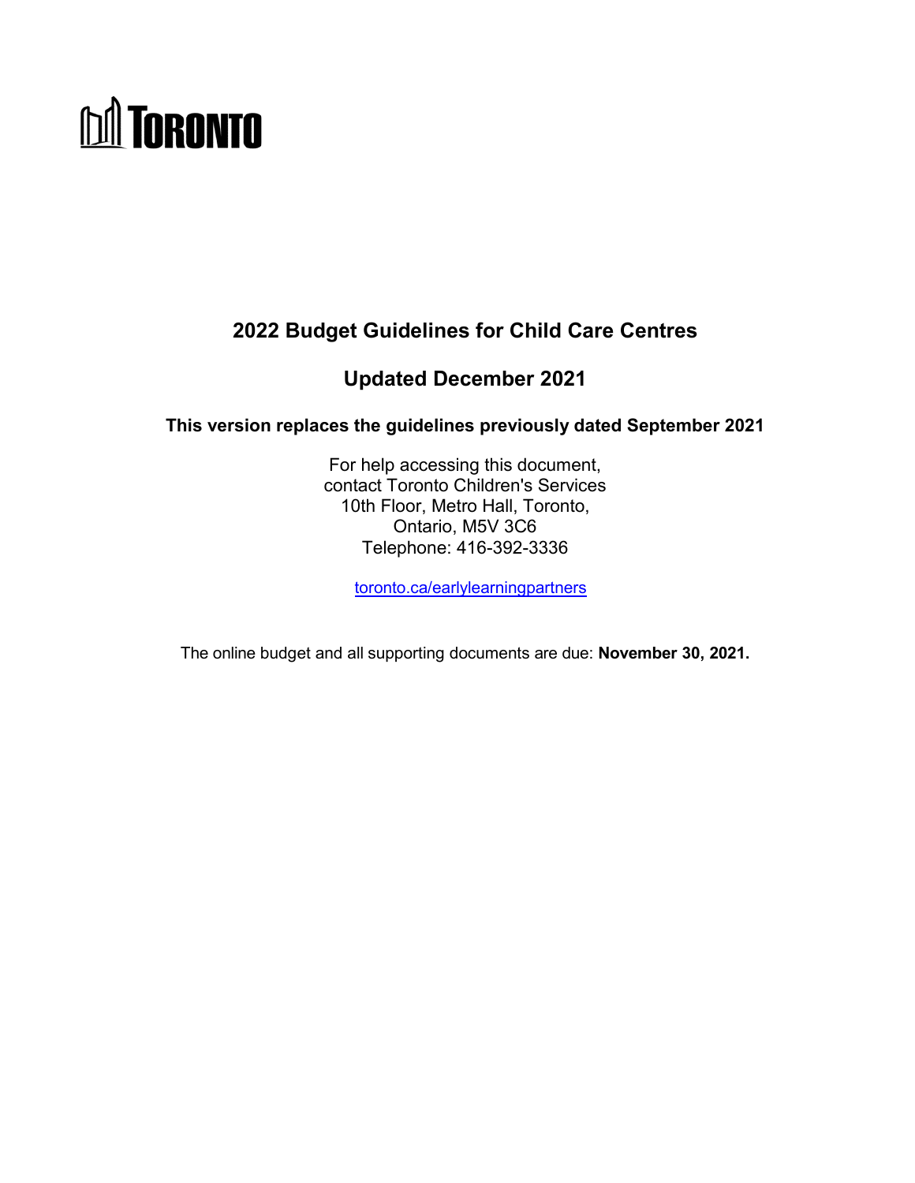TORONTO

# 2022 Budget Guidelines for Child Care Centres

## Updated December 2021

### This version replaces the guidelines previously dated September 2021

For help accessing this document,
contact Toronto Children's Services
10th Floor, Metro Hall, Toronto,
Ontario, M5V 3C6
Telephone: 416-392-3336

[toronto.ca/earlylearningpartners](toronto.ca/earlylearningpartners)

The online budget and all supporting documents are due: **November 30, 2021.**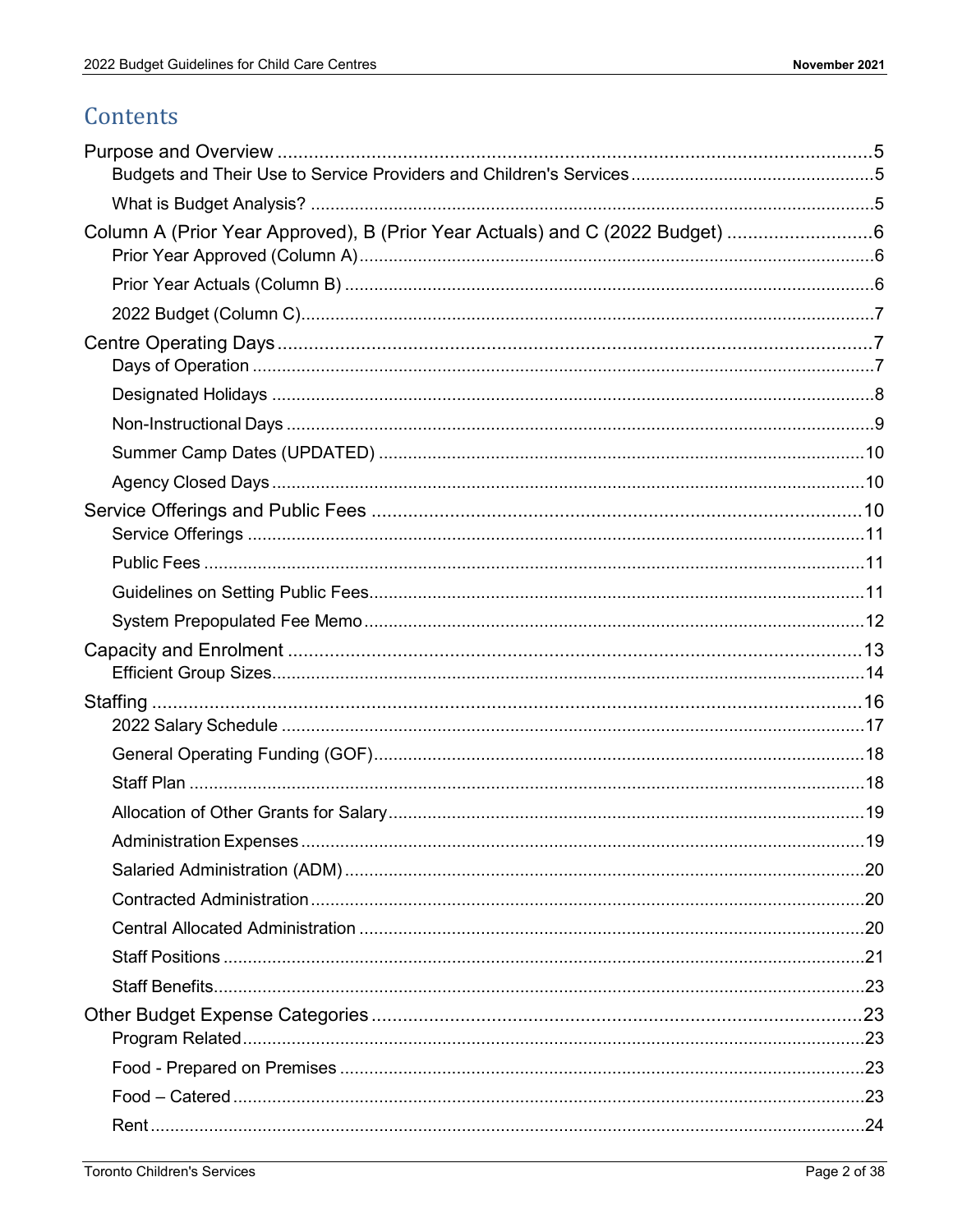# Contents

Purpose and Overview .....5

- Budgets and Their Use to Service Providers and Children's Services .....5
- What is Budget Analysis? .....5

Column A (Prior Year Approved), B (Prior Year Actuals) and C (2022 Budget) .....6

- Prior Year Approved (Column A) .....6
- Prior Year Actuals (Column B) .....6
- 2022 Budget (Column C) .....7

Centre Operating Days .....7

- Days of Operation .....7
- Designated Holidays .....8
- Non-Instructional Days .....9
- Summer Camp Dates (UPDATED) .....10
- Agency Closed Days .....10

Service Offerings and Public Fees .....10

- Service Offerings .....11
- Public Fees .....11
- Guidelines on Setting Public Fees .....11
- System Prepopulated Fee Memo .....12

Capacity and Enrolment .....13

- Efficient Group Sizes .....14

Staffing .....16

- 2022 Salary Schedule .....17
- General Operating Funding (GOF) .....18
- Staff Plan .....18
- Allocation of Other Grants for Salary .....19
- Administration Expenses .....19
- Salaried Administration (ADM) .....20
- Contracted Administration .....20
- Central Allocated Administration .....20
- Staff Positions .....21
- Staff Benefits .....23

Other Budget Expense Categories .....23

- Program Related .....23
- Food - Prepared on Premises .....23
- Food – Catered .....23
- Rent .....24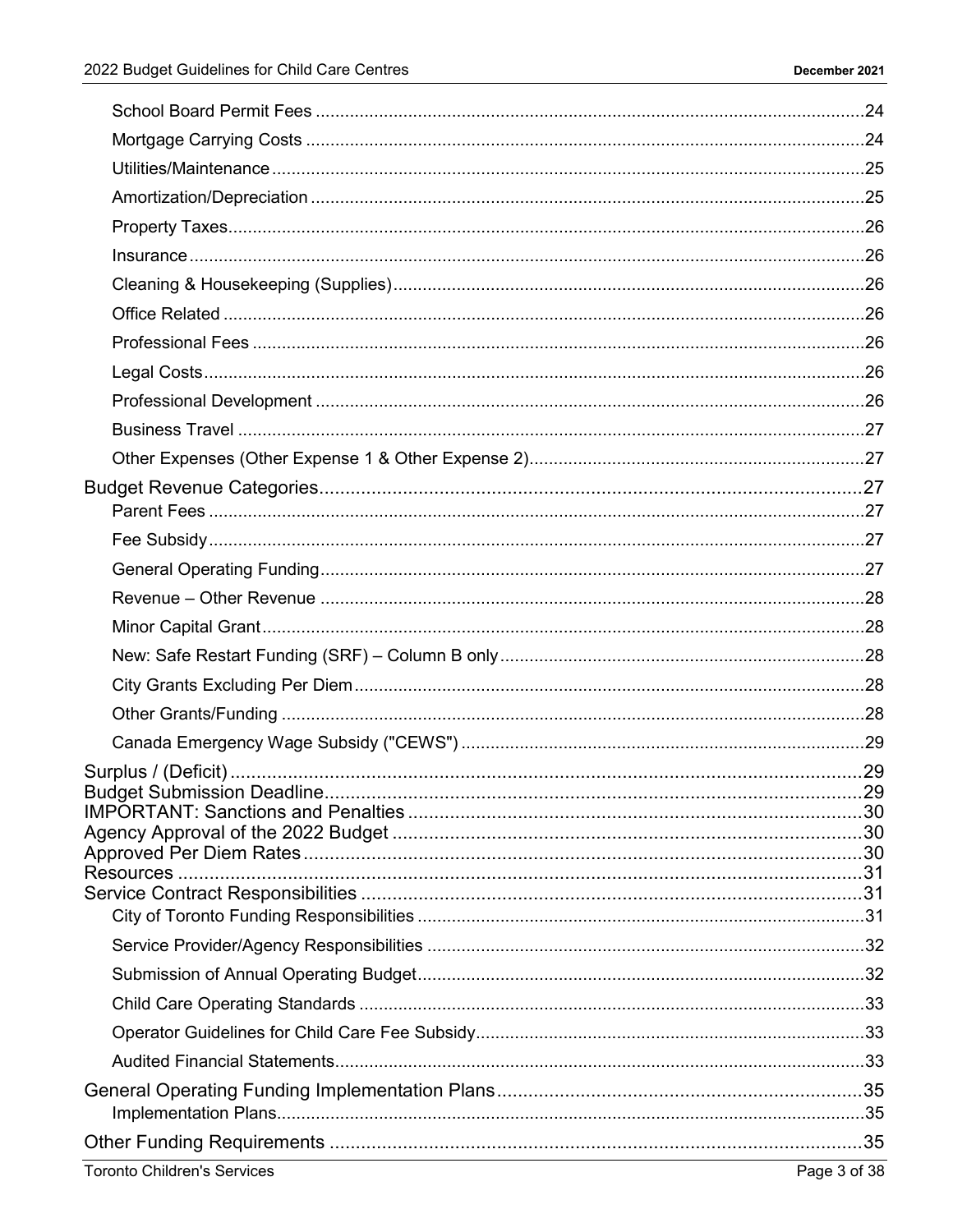School Board Permit Fees ....................................................................................................24

Mortgage Carrying Costs ....................................................................................................24

Utilities/Maintenance ..........................................................................................................25

Amortization/Depreciation ...................................................................................................25

Property Taxes.....................................................................................................................26

Insurance .............................................................................................................................26

Cleaning & Housekeeping (Supplies)..................................................................................26

Office Related ......................................................................................................................26

Professional Fees ...............................................................................................................26

Legal Costs..........................................................................................................................26

Professional Development ...................................................................................................26

Business Travel ...................................................................................................................27

Other Expenses (Other Expense 1 & Other Expense 2).....................................................27

Budget Revenue Categories.................................................................................................27

Parent Fees .........................................................................................................................27

Fee Subsidy.........................................................................................................................27

General Operating Funding..................................................................................................27

Revenue – Other Revenue ..................................................................................................28

Minor Capital Grant..............................................................................................................28

New: Safe Restart Funding (SRF) – Column B only............................................................28

City Grants Excluding Per Diem...........................................................................................28

Other Grants/Funding ..........................................................................................................28

Canada Emergency Wage Subsidy ("CEWS") .....................................................................29

Surplus / (Deficit) ..................................................................................................................29

Budget Submission Deadline................................................................................................29

IMPORTANT: Sanctions and Penalties .................................................................................30

Agency Approval of the 2022 Budget ...................................................................................30

Approved Per Diem Rates.....................................................................................................30

Resources .............................................................................................................................31

Service Contract Responsibilities .........................................................................................31

City of Toronto Funding Responsibilities .............................................................................31

Service Provider/Agency Responsibilities ...........................................................................32

Submission of Annual Operating Budget.............................................................................32

Child Care Operating Standards .........................................................................................33

Operator Guidelines for Child Care Fee Subsidy.................................................................33

Audited Financial Statements..............................................................................................33

General Operating Funding Implementation Plans...............................................................35

Implementation Plans..........................................................................................................35

Other Funding Requirements ...............................................................................................35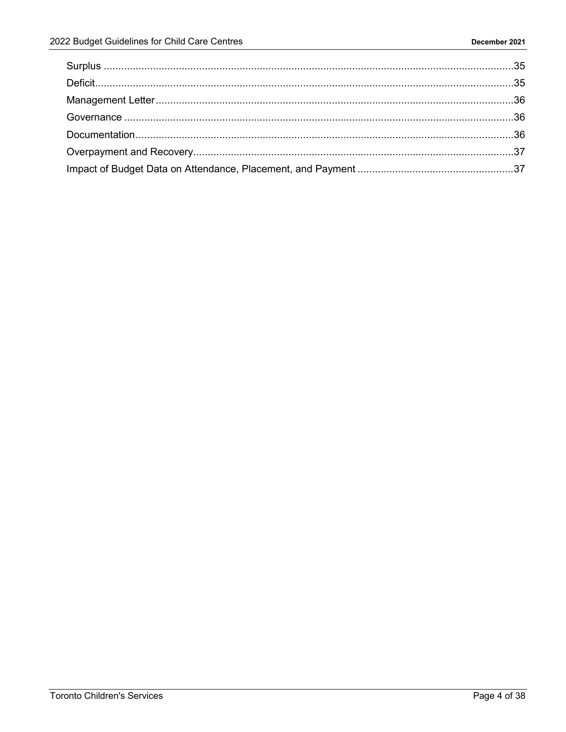Surplus ..... 35

Deficit ..... 35

Management Letter ..... 36

Governance ..... 36

Documentation ..... 36

Overpayment and Recovery ..... 37

Impact of Budget Data on Attendance, Placement, and Payment ..... 37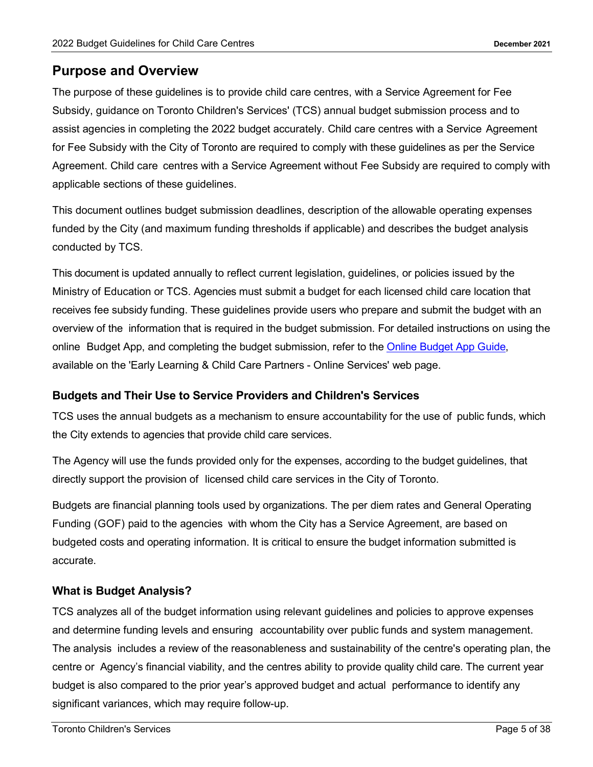## Purpose and Overview

The purpose of these guidelines is to provide child care centres, with a Service Agreement for Fee Subsidy, guidance on Toronto Children's Services' (TCS) annual budget submission process and to assist agencies in completing the 2022 budget accurately. Child care centres with a Service Agreement for Fee Subsidy with the City of Toronto are required to comply with these guidelines as per the Service Agreement. Child care centres with a Service Agreement without Fee Subsidy are required to comply with applicable sections of these guidelines.

This document outlines budget submission deadlines, description of the allowable operating expenses funded by the City (and maximum funding thresholds if applicable) and describes the budget analysis conducted by TCS.

This document is updated annually to reflect current legislation, guidelines, or policies issued by the Ministry of Education or TCS. Agencies must submit a budget for each licensed child care location that receives fee subsidy funding. These guidelines provide users who prepare and submit the budget with an overview of the information that is required in the budget submission. For detailed instructions on using the online Budget App, and completing the budget submission, refer to the Online Budget App Guide, available on the 'Early Learning & Child Care Partners - Online Services' web page.

### Budgets and Their Use to Service Providers and Children's Services

TCS uses the annual budgets as a mechanism to ensure accountability for the use of public funds, which the City extends to agencies that provide child care services.

The Agency will use the funds provided only for the expenses, according to the budget guidelines, that directly support the provision of licensed child care services in the City of Toronto.

Budgets are financial planning tools used by organizations. The per diem rates and General Operating Funding (GOF) paid to the agencies with whom the City has a Service Agreement, are based on budgeted costs and operating information. It is critical to ensure the budget information submitted is accurate.

### What is Budget Analysis?

TCS analyzes all of the budget information using relevant guidelines and policies to approve expenses and determine funding levels and ensuring accountability over public funds and system management. The analysis includes a review of the reasonableness and sustainability of the centre's operating plan, the centre or Agency's financial viability, and the centres ability to provide quality child care. The current year budget is also compared to the prior year's approved budget and actual performance to identify any significant variances, which may require follow-up.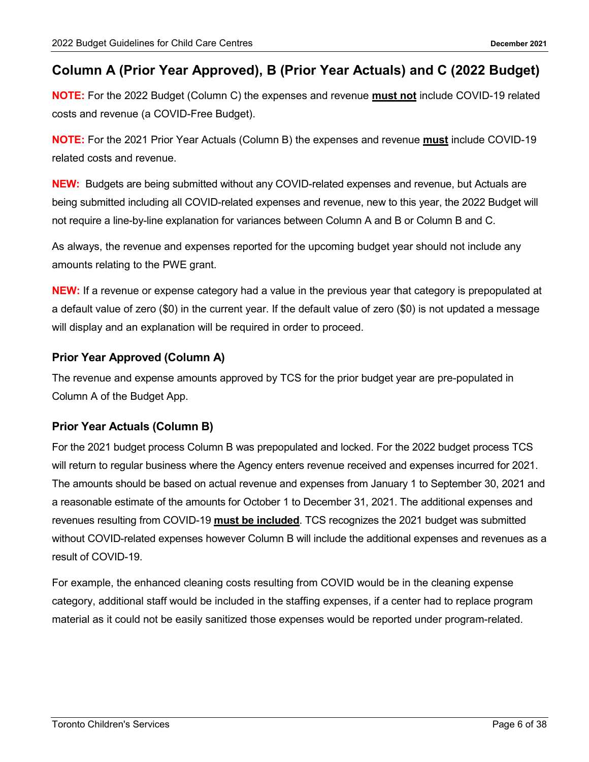## Column A (Prior Year Approved), B (Prior Year Actuals) and C (2022 Budget)

**NOTE:** For the 2022 Budget (Column C) the expenses and revenue **must not** include COVID-19 related costs and revenue (a COVID-Free Budget).

**NOTE:** For the 2021 Prior Year Actuals (Column B) the expenses and revenue **must** include COVID-19 related costs and revenue.

**NEW:** Budgets are being submitted without any COVID-related expenses and revenue, but Actuals are being submitted including all COVID-related expenses and revenue, new to this year, the 2022 Budget will not require a line-by-line explanation for variances between Column A and B or Column B and C.

As always, the revenue and expenses reported for the upcoming budget year should not include any amounts relating to the PWE grant.

**NEW:** If a revenue or expense category had a value in the previous year that category is prepopulated at a default value of zero ($0) in the current year. If the default value of zero ($0) is not updated a message will display and an explanation will be required in order to proceed.

### Prior Year Approved (Column A)

The revenue and expense amounts approved by TCS for the prior budget year are pre-populated in Column A of the Budget App.

### Prior Year Actuals (Column B)

For the 2021 budget process Column B was prepopulated and locked. For the 2022 budget process TCS will return to regular business where the Agency enters revenue received and expenses incurred for 2021. The amounts should be based on actual revenue and expenses from January 1 to September 30, 2021 and a reasonable estimate of the amounts for October 1 to December 31, 2021. The additional expenses and revenues resulting from COVID-19 **must be included**. TCS recognizes the 2021 budget was submitted without COVID-related expenses however Column B will include the additional expenses and revenues as a result of COVID-19.

For example, the enhanced cleaning costs resulting from COVID would be in the cleaning expense category, additional staff would be included in the staffing expenses, if a center had to replace program material as it could not be easily sanitized those expenses would be reported under program-related.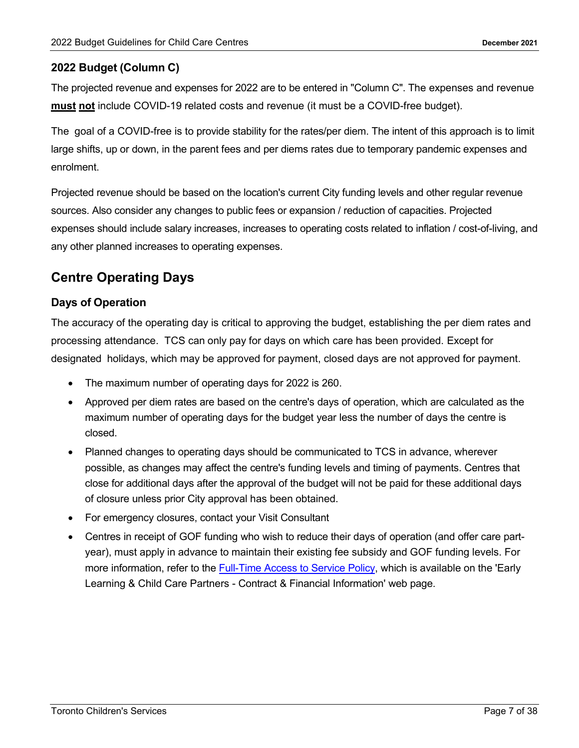### 2022 Budget (Column C)

The projected revenue and expenses for 2022 are to be entered in "Column C". The expenses and revenue **must not** include COVID-19 related costs and revenue (it must be a COVID-free budget).

The goal of a COVID-free is to provide stability for the rates/per diem. The intent of this approach is to limit large shifts, up or down, in the parent fees and per diems rates due to temporary pandemic expenses and enrolment.

Projected revenue should be based on the location's current City funding levels and other regular revenue sources. Also consider any changes to public fees or expansion / reduction of capacities. Projected expenses should include salary increases, increases to operating costs related to inflation / cost-of-living, and any other planned increases to operating expenses.

## Centre Operating Days

### Days of Operation

The accuracy of the operating day is critical to approving the budget, establishing the per diem rates and processing attendance. TCS can only pay for days on which care has been provided. Except for designated holidays, which may be approved for payment, closed days are not approved for payment.

- The maximum number of operating days for 2022 is 260.
- Approved per diem rates are based on the centre's days of operation, which are calculated as the maximum number of operating days for the budget year less the number of days the centre is closed.
- Planned changes to operating days should be communicated to TCS in advance, wherever possible, as changes may affect the centre's funding levels and timing of payments. Centres that close for additional days after the approval of the budget will not be paid for these additional days of closure unless prior City approval has been obtained.
- For emergency closures, contact your Visit Consultant
- Centres in receipt of GOF funding who wish to reduce their days of operation (and offer care part-year), must apply in advance to maintain their existing fee subsidy and GOF funding levels. For more information, refer to the Full-Time Access to Service Policy, which is available on the 'Early Learning & Child Care Partners - Contract & Financial Information' web page.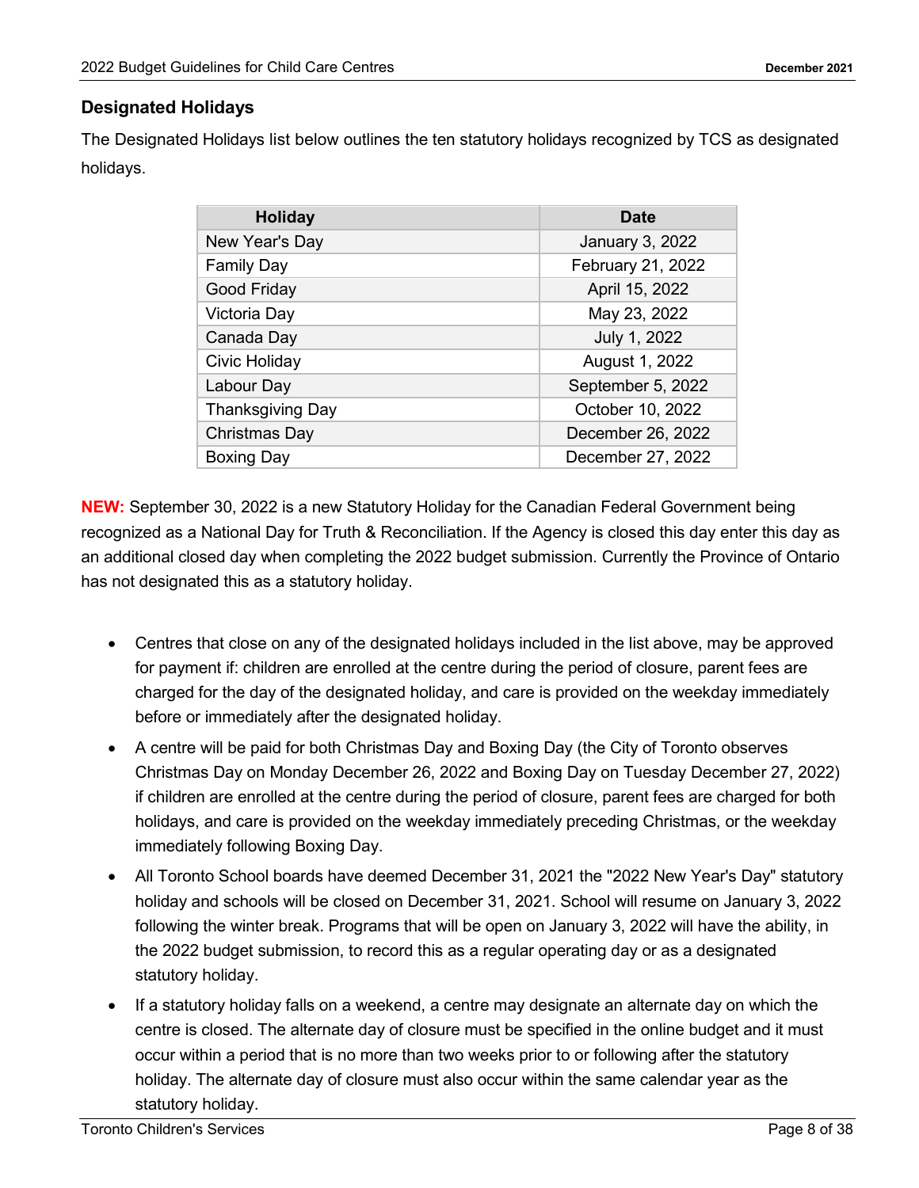## Designated Holidays

The Designated Holidays list below outlines the ten statutory holidays recognized by TCS as designated holidays.

| Holiday | Date |
|---|---|
| New Year's Day | January 3, 2022 |
| Family Day | February 21, 2022 |
| Good Friday | April 15, 2022 |
| Victoria Day | May 23, 2022 |
| Canada Day | July 1, 2022 |
| Civic Holiday | August 1, 2022 |
| Labour Day | September 5, 2022 |
| Thanksgiving Day | October 10, 2022 |
| Christmas Day | December 26, 2022 |
| Boxing Day | December 27, 2022 |

**NEW:** September 30, 2022 is a new Statutory Holiday for the Canadian Federal Government being recognized as a National Day for Truth & Reconciliation. If the Agency is closed this day enter this day as an additional closed day when completing the 2022 budget submission. Currently the Province of Ontario has not designated this as a statutory holiday.

- Centres that close on any of the designated holidays included in the list above, may be approved for payment if: children are enrolled at the centre during the period of closure, parent fees are charged for the day of the designated holiday, and care is provided on the weekday immediately before or immediately after the designated holiday.
- A centre will be paid for both Christmas Day and Boxing Day (the City of Toronto observes Christmas Day on Monday December 26, 2022 and Boxing Day on Tuesday December 27, 2022) if children are enrolled at the centre during the period of closure, parent fees are charged for both holidays, and care is provided on the weekday immediately preceding Christmas, or the weekday immediately following Boxing Day.
- All Toronto School boards have deemed December 31, 2021 the "2022 New Year's Day" statutory holiday and schools will be closed on December 31, 2021. School will resume on January 3, 2022 following the winter break. Programs that will be open on January 3, 2022 will have the ability, in the 2022 budget submission, to record this as a regular operating day or as a designated statutory holiday.
- If a statutory holiday falls on a weekend, a centre may designate an alternate day on which the centre is closed. The alternate day of closure must be specified in the online budget and it must occur within a period that is no more than two weeks prior to or following after the statutory holiday. The alternate day of closure must also occur within the same calendar year as the statutory holiday.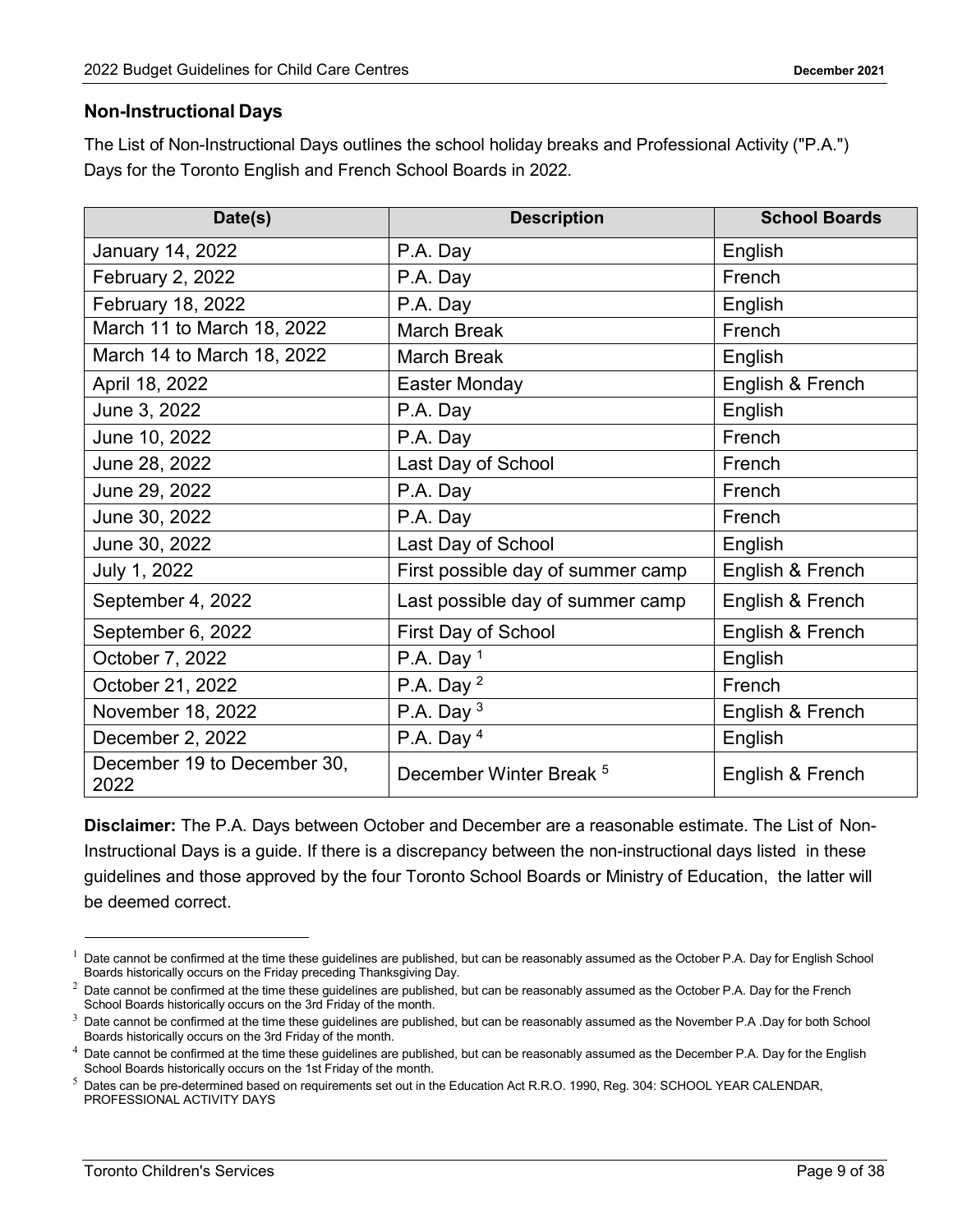### Non-Instructional Days

The List of Non-Instructional Days outlines the school holiday breaks and Professional Activity ("P.A.") Days for the Toronto English and French School Boards in 2022.

| Date(s) | Description | School Boards |
|---|---|---|
| January 14, 2022 | P.A. Day | English |
| February 2, 2022 | P.A. Day | French |
| February 18, 2022 | P.A. Day | English |
| March 11 to March 18, 2022 | March Break | French |
| March 14 to March 18, 2022 | March Break | English |
| April 18, 2022 | Easter Monday | English & French |
| June 3, 2022 | P.A. Day | English |
| June 10, 2022 | P.A. Day | French |
| June 28, 2022 | Last Day of School | French |
| June 29, 2022 | P.A. Day | French |
| June 30, 2022 | P.A. Day | French |
| June 30, 2022 | Last Day of School | English |
| July 1, 2022 | First possible day of summer camp | English & French |
| September 4, 2022 | Last possible day of summer camp | English & French |
| September 6, 2022 | First Day of School | English & French |
| October 7, 2022 | P.A. Day [1] | English |
| October 21, 2022 | P.A. Day [2] | French |
| November 18, 2022 | P.A. Day [3] | English & French |
| December 2, 2022 | P.A. Day [4] | English |
| December 19 to December 30, 2022 | December Winter Break [5] | English & French |

**Disclaimer:** The P.A. Days between October and December are a reasonable estimate. The List of Non-Instructional Days is a guide. If there is a discrepancy between the non-instructional days listed in these guidelines and those approved by the four Toronto School Boards or Ministry of Education, the latter will be deemed correct.

---

[1] Date cannot be confirmed at the time these guidelines are published, but can be reasonably assumed as the October P.A. Day for English School Boards historically occurs on the Friday preceding Thanksgiving Day.

[2] Date cannot be confirmed at the time these guidelines are published, but can be reasonably assumed as the October P.A. Day for the French School Boards historically occurs on the 3rd Friday of the month.

[3] Date cannot be confirmed at the time these guidelines are published, but can be reasonably assumed as the November P.A .Day for both School Boards historically occurs on the 3rd Friday of the month.

[4] Date cannot be confirmed at the time these guidelines are published, but can be reasonably assumed as the December P.A. Day for the English School Boards historically occurs on the 1st Friday of the month.

[5] Dates can be pre-determined based on requirements set out in the Education Act R.R.O. 1990, Reg. 304: SCHOOL YEAR CALENDAR, PROFESSIONAL ACTIVITY DAYS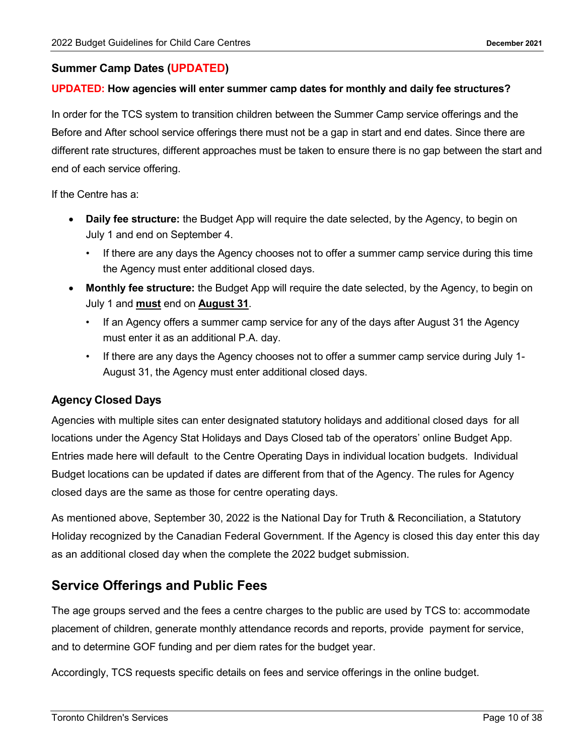### Summer Camp Dates (UPDATED)

**UPDATED: How agencies will enter summer camp dates for monthly and daily fee structures?**

In order for the TCS system to transition children between the Summer Camp service offerings and the Before and After school service offerings there must not be a gap in start and end dates. Since there are different rate structures, different approaches must be taken to ensure there is no gap between the start and end of each service offering.

If the Centre has a:

- **Daily fee structure:** the Budget App will require the date selected, by the Agency, to begin on July 1 and end on September 4.
  - If there are any days the Agency chooses not to offer a summer camp service during this time the Agency must enter additional closed days.
- **Monthly fee structure:** the Budget App will require the date selected, by the Agency, to begin on July 1 and **must** end on **August 31**.
  - If an Agency offers a summer camp service for any of the days after August 31 the Agency must enter it as an additional P.A. day.
  - If there are any days the Agency chooses not to offer a summer camp service during July 1-August 31, the Agency must enter additional closed days.

### Agency Closed Days

Agencies with multiple sites can enter designated statutory holidays and additional closed days for all locations under the Agency Stat Holidays and Days Closed tab of the operators' online Budget App. Entries made here will default to the Centre Operating Days in individual location budgets. Individual Budget locations can be updated if dates are different from that of the Agency. The rules for Agency closed days are the same as those for centre operating days.

As mentioned above, September 30, 2022 is the National Day for Truth & Reconciliation, a Statutory Holiday recognized by the Canadian Federal Government. If the Agency is closed this day enter this day as an additional closed day when the complete the 2022 budget submission.

## Service Offerings and Public Fees

The age groups served and the fees a centre charges to the public are used by TCS to: accommodate placement of children, generate monthly attendance records and reports, provide payment for service, and to determine GOF funding and per diem rates for the budget year.

Accordingly, TCS requests specific details on fees and service offerings in the online budget.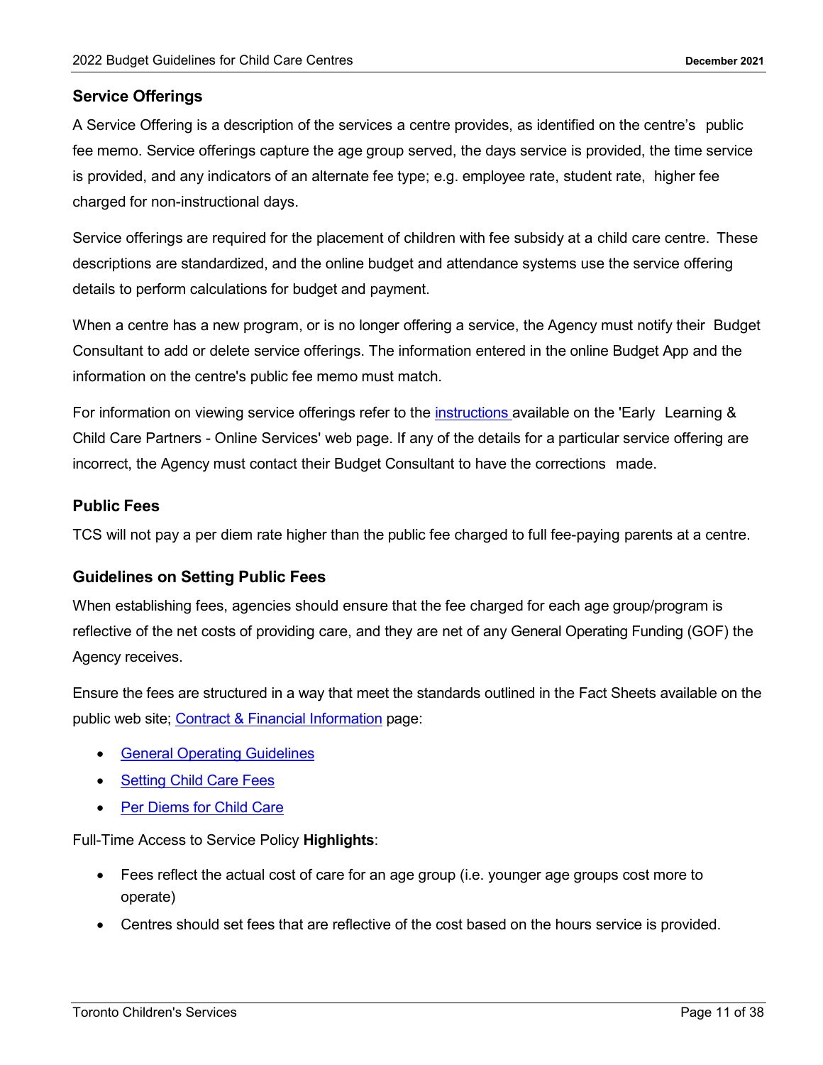## Service Offerings

A Service Offering is a description of the services a centre provides, as identified on the centre's public fee memo. Service offerings capture the age group served, the days service is provided, the time service is provided, and any indicators of an alternate fee type; e.g. employee rate, student rate, higher fee charged for non-instructional days.

Service offerings are required for the placement of children with fee subsidy at a child care centre. These descriptions are standardized, and the online budget and attendance systems use the service offering details to perform calculations for budget and payment.

When a centre has a new program, or is no longer offering a service, the Agency must notify their Budget Consultant to add or delete service offerings. The information entered in the online Budget App and the information on the centre's public fee memo must match.

For information on viewing service offerings refer to the instructions available on the 'Early Learning & Child Care Partners - Online Services' web page. If any of the details for a particular service offering are incorrect, the Agency must contact their Budget Consultant to have the corrections made.

## Public Fees

TCS will not pay a per diem rate higher than the public fee charged to full fee-paying parents at a centre.

## Guidelines on Setting Public Fees

When establishing fees, agencies should ensure that the fee charged for each age group/program is reflective of the net costs of providing care, and they are net of any General Operating Funding (GOF) the Agency receives.

Ensure the fees are structured in a way that meet the standards outlined in the Fact Sheets available on the public web site; Contract & Financial Information page:

- General Operating Guidelines
- Setting Child Care Fees
- Per Diems for Child Care

Full-Time Access to Service Policy **Highlights**:

- Fees reflect the actual cost of care for an age group (i.e. younger age groups cost more to operate)
- Centres should set fees that are reflective of the cost based on the hours service is provided.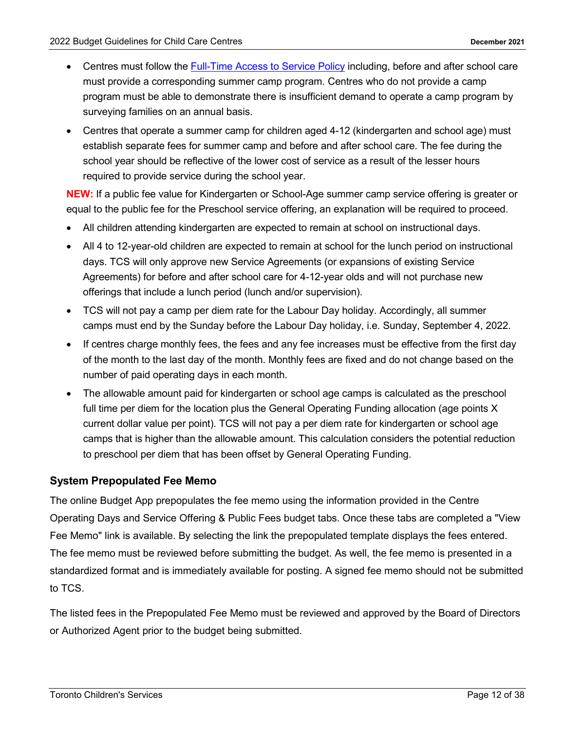- Centres must follow the [Full-Time Access to Service Policy] including, before and after school care must provide a corresponding summer camp program. Centres who do not provide a camp program must be able to demonstrate there is insufficient demand to operate a camp program by surveying families on an annual basis.
- Centres that operate a summer camp for children aged 4-12 (kindergarten and school age) must establish separate fees for summer camp and before and after school care. The fee during the school year should be reflective of the lower cost of service as a result of the lesser hours required to provide service during the school year.

**NEW:** If a public fee value for Kindergarten or School-Age summer camp service offering is greater or equal to the public fee for the Preschool service offering, an explanation will be required to proceed.

- All children attending kindergarten are expected to remain at school on instructional days.
- All 4 to 12-year-old children are expected to remain at school for the lunch period on instructional days. TCS will only approve new Service Agreements (or expansions of existing Service Agreements) for before and after school care for 4-12-year olds and will not purchase new offerings that include a lunch period (lunch and/or supervision).
- TCS will not pay a camp per diem rate for the Labour Day holiday. Accordingly, all summer camps must end by the Sunday before the Labour Day holiday, i.e. Sunday, September 4, 2022.
- If centres charge monthly fees, the fees and any fee increases must be effective from the first day of the month to the last day of the month. Monthly fees are fixed and do not change based on the number of paid operating days in each month.
- The allowable amount paid for kindergarten or school age camps is calculated as the preschool full time per diem for the location plus the General Operating Funding allocation (age points X current dollar value per point). TCS will not pay a per diem rate for kindergarten or school age camps that is higher than the allowable amount. This calculation considers the potential reduction to preschool per diem that has been offset by General Operating Funding.

### System Prepopulated Fee Memo

The online Budget App prepopulates the fee memo using the information provided in the Centre Operating Days and Service Offering & Public Fees budget tabs. Once these tabs are completed a "View Fee Memo" link is available. By selecting the link the prepopulated template displays the fees entered. The fee memo must be reviewed before submitting the budget. As well, the fee memo is presented in a standardized format and is immediately available for posting. A signed fee memo should not be submitted to TCS.

The listed fees in the Prepopulated Fee Memo must be reviewed and approved by the Board of Directors or Authorized Agent prior to the budget being submitted.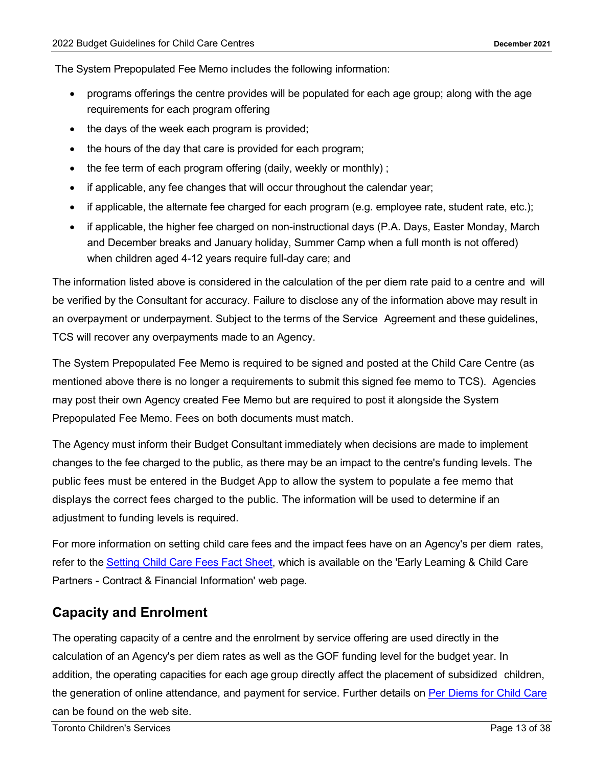The System Prepopulated Fee Memo includes the following information:

- programs offerings the centre provides will be populated for each age group; along with the age requirements for each program offering
- the days of the week each program is provided;
- the hours of the day that care is provided for each program;
- the fee term of each program offering (daily, weekly or monthly) ;
- if applicable, any fee changes that will occur throughout the calendar year;
- if applicable, the alternate fee charged for each program (e.g. employee rate, student rate, etc.);
- if applicable, the higher fee charged on non-instructional days (P.A. Days, Easter Monday, March and December breaks and January holiday, Summer Camp when a full month is not offered) when children aged 4-12 years require full-day care; and

The information listed above is considered in the calculation of the per diem rate paid to a centre and will be verified by the Consultant for accuracy. Failure to disclose any of the information above may result in an overpayment or underpayment. Subject to the terms of the Service Agreement and these guidelines, TCS will recover any overpayments made to an Agency.

The System Prepopulated Fee Memo is required to be signed and posted at the Child Care Centre (as mentioned above there is no longer a requirements to submit this signed fee memo to TCS). Agencies may post their own Agency created Fee Memo but are required to post it alongside the System Prepopulated Fee Memo. Fees on both documents must match.

The Agency must inform their Budget Consultant immediately when decisions are made to implement changes to the fee charged to the public, as there may be an impact to the centre's funding levels. The public fees must be entered in the Budget App to allow the system to populate a fee memo that displays the correct fees charged to the public. The information will be used to determine if an adjustment to funding levels is required.

For more information on setting child care fees and the impact fees have on an Agency's per diem rates, refer to the Setting Child Care Fees Fact Sheet, which is available on the 'Early Learning & Child Care Partners - Contract & Financial Information' web page.

## Capacity and Enrolment

The operating capacity of a centre and the enrolment by service offering are used directly in the calculation of an Agency's per diem rates as well as the GOF funding level for the budget year. In addition, the operating capacities for each age group directly affect the placement of subsidized children, the generation of online attendance, and payment for service. Further details on Per Diems for Child Care can be found on the web site.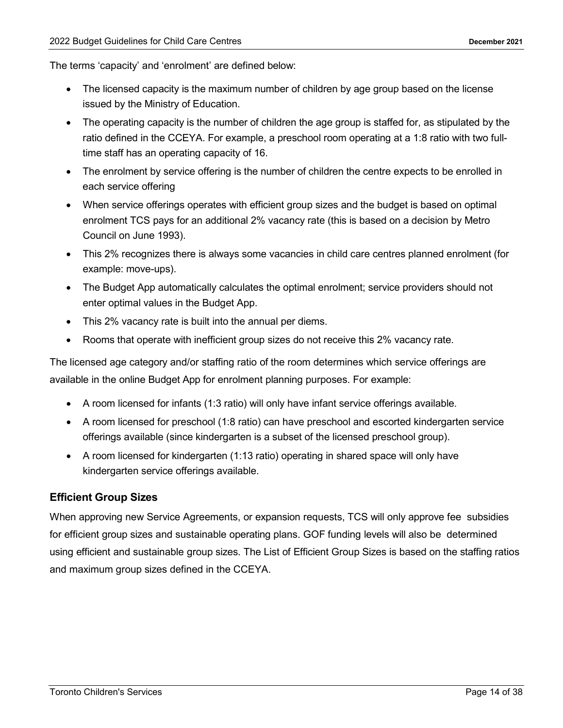The terms 'capacity' and 'enrolment' are defined below:

- The licensed capacity is the maximum number of children by age group based on the license issued by the Ministry of Education.
- The operating capacity is the number of children the age group is staffed for, as stipulated by the ratio defined in the CCEYA. For example, a preschool room operating at a 1:8 ratio with two full-time staff has an operating capacity of 16.
- The enrolment by service offering is the number of children the centre expects to be enrolled in each service offering
- When service offerings operates with efficient group sizes and the budget is based on optimal enrolment TCS pays for an additional 2% vacancy rate (this is based on a decision by Metro Council on June 1993).
- This 2% recognizes there is always some vacancies in child care centres planned enrolment (for example: move-ups).
- The Budget App automatically calculates the optimal enrolment; service providers should not enter optimal values in the Budget App.
- This 2% vacancy rate is built into the annual per diems.
- Rooms that operate with inefficient group sizes do not receive this 2% vacancy rate.

The licensed age category and/or staffing ratio of the room determines which service offerings are available in the online Budget App for enrolment planning purposes. For example:

- A room licensed for infants (1:3 ratio) will only have infant service offerings available.
- A room licensed for preschool (1:8 ratio) can have preschool and escorted kindergarten service offerings available (since kindergarten is a subset of the licensed preschool group).
- A room licensed for kindergarten (1:13 ratio) operating in shared space will only have kindergarten service offerings available.

### Efficient Group Sizes

When approving new Service Agreements, or expansion requests, TCS will only approve fee subsidies for efficient group sizes and sustainable operating plans. GOF funding levels will also be determined using efficient and sustainable group sizes. The List of Efficient Group Sizes is based on the staffing ratios and maximum group sizes defined in the CCEYA.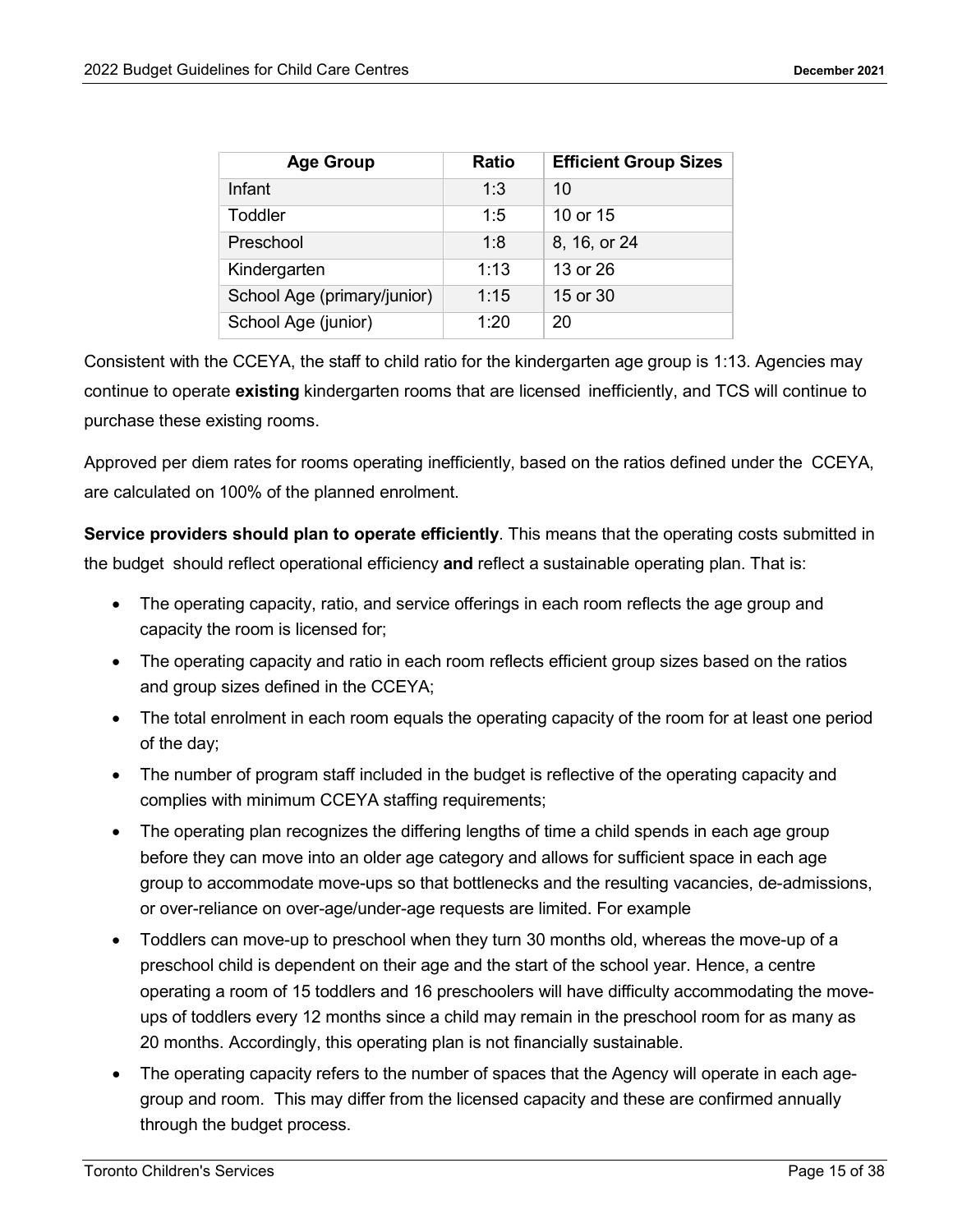| Age Group | Ratio | Efficient Group Sizes |
|---|---|---|
| Infant | 1:3 | 10 |
| Toddler | 1:5 | 10 or 15 |
| Preschool | 1:8 | 8, 16, or 24 |
| Kindergarten | 1:13 | 13 or 26 |
| School Age (primary/junior) | 1:15 | 15 or 30 |
| School Age (junior) | 1:20 | 20 |

Consistent with the CCEYA, the staff to child ratio for the kindergarten age group is 1:13. Agencies may continue to operate **existing** kindergarten rooms that are licensed inefficiently, and TCS will continue to purchase these existing rooms.

Approved per diem rates for rooms operating inefficiently, based on the ratios defined under the CCEYA, are calculated on 100% of the planned enrolment.

**Service providers should plan to operate efficiently**. This means that the operating costs submitted in the budget should reflect operational efficiency **and** reflect a sustainable operating plan. That is:

- The operating capacity, ratio, and service offerings in each room reflects the age group and capacity the room is licensed for;
- The operating capacity and ratio in each room reflects efficient group sizes based on the ratios and group sizes defined in the CCEYA;
- The total enrolment in each room equals the operating capacity of the room for at least one period of the day;
- The number of program staff included in the budget is reflective of the operating capacity and complies with minimum CCEYA staffing requirements;
- The operating plan recognizes the differing lengths of time a child spends in each age group before they can move into an older age category and allows for sufficient space in each age group to accommodate move-ups so that bottlenecks and the resulting vacancies, de-admissions, or over-reliance on over-age/under-age requests are limited. For example
- Toddlers can move-up to preschool when they turn 30 months old, whereas the move-up of a preschool child is dependent on their age and the start of the school year. Hence, a centre operating a room of 15 toddlers and 16 preschoolers will have difficulty accommodating the move-ups of toddlers every 12 months since a child may remain in the preschool room for as many as 20 months. Accordingly, this operating plan is not financially sustainable.
- The operating capacity refers to the number of spaces that the Agency will operate in each age-group and room. This may differ from the licensed capacity and these are confirmed annually through the budget process.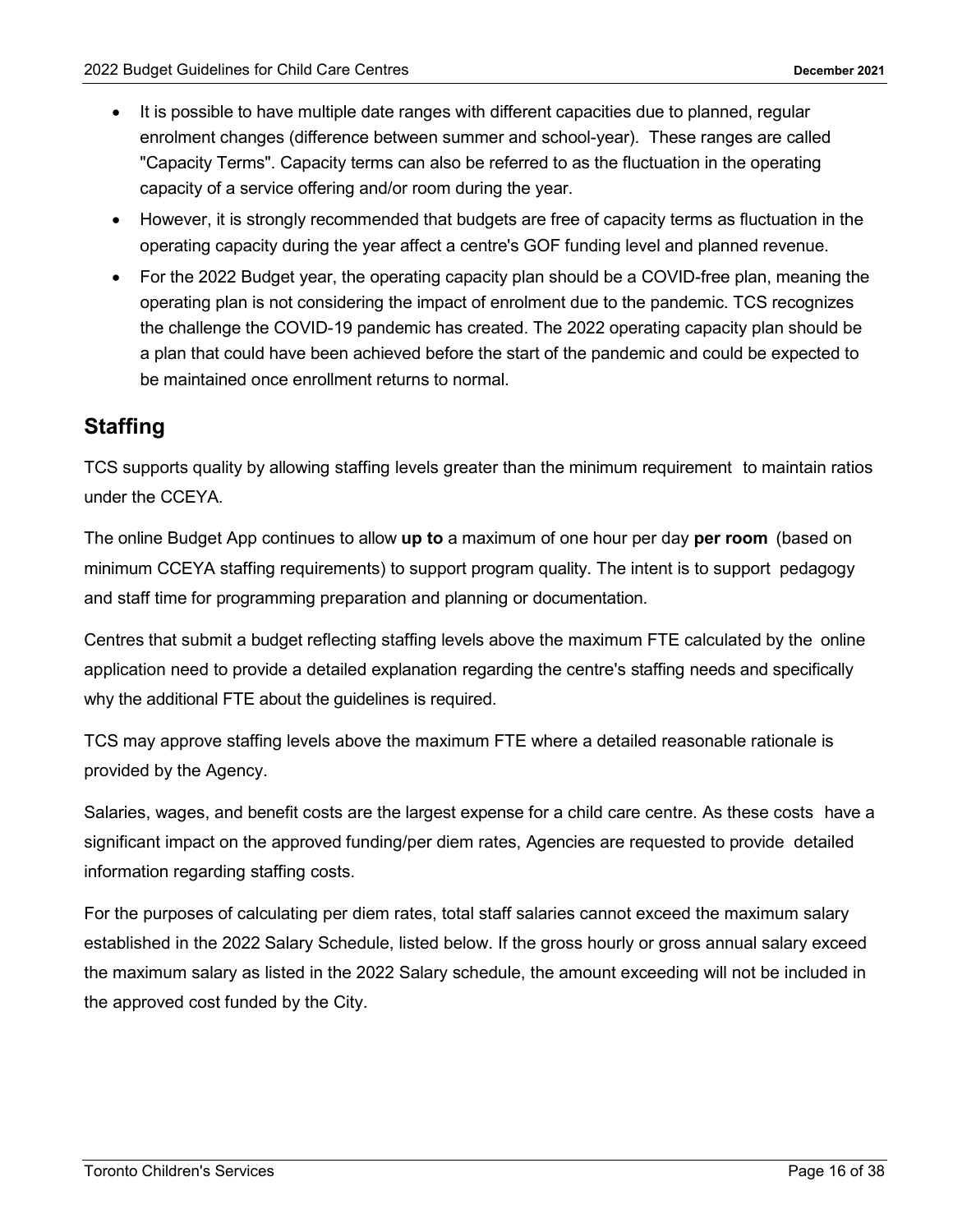- It is possible to have multiple date ranges with different capacities due to planned, regular enrolment changes (difference between summer and school-year). These ranges are called "Capacity Terms". Capacity terms can also be referred to as the fluctuation in the operating capacity of a service offering and/or room during the year.
- However, it is strongly recommended that budgets are free of capacity terms as fluctuation in the operating capacity during the year affect a centre's GOF funding level and planned revenue.
- For the 2022 Budget year, the operating capacity plan should be a COVID-free plan, meaning the operating plan is not considering the impact of enrolment due to the pandemic. TCS recognizes the challenge the COVID-19 pandemic has created. The 2022 operating capacity plan should be a plan that could have been achieved before the start of the pandemic and could be expected to be maintained once enrollment returns to normal.

## Staffing

TCS supports quality by allowing staffing levels greater than the minimum requirement to maintain ratios under the CCEYA.

The online Budget App continues to allow **up to** a maximum of one hour per day **per room** (based on minimum CCEYA staffing requirements) to support program quality. The intent is to support pedagogy and staff time for programming preparation and planning or documentation.

Centres that submit a budget reflecting staffing levels above the maximum FTE calculated by the online application need to provide a detailed explanation regarding the centre's staffing needs and specifically why the additional FTE about the guidelines is required.

TCS may approve staffing levels above the maximum FTE where a detailed reasonable rationale is provided by the Agency.

Salaries, wages, and benefit costs are the largest expense for a child care centre. As these costs have a significant impact on the approved funding/per diem rates, Agencies are requested to provide detailed information regarding staffing costs.

For the purposes of calculating per diem rates, total staff salaries cannot exceed the maximum salary established in the 2022 Salary Schedule, listed below. If the gross hourly or gross annual salary exceed the maximum salary as listed in the 2022 Salary schedule, the amount exceeding will not be included in the approved cost funded by the City.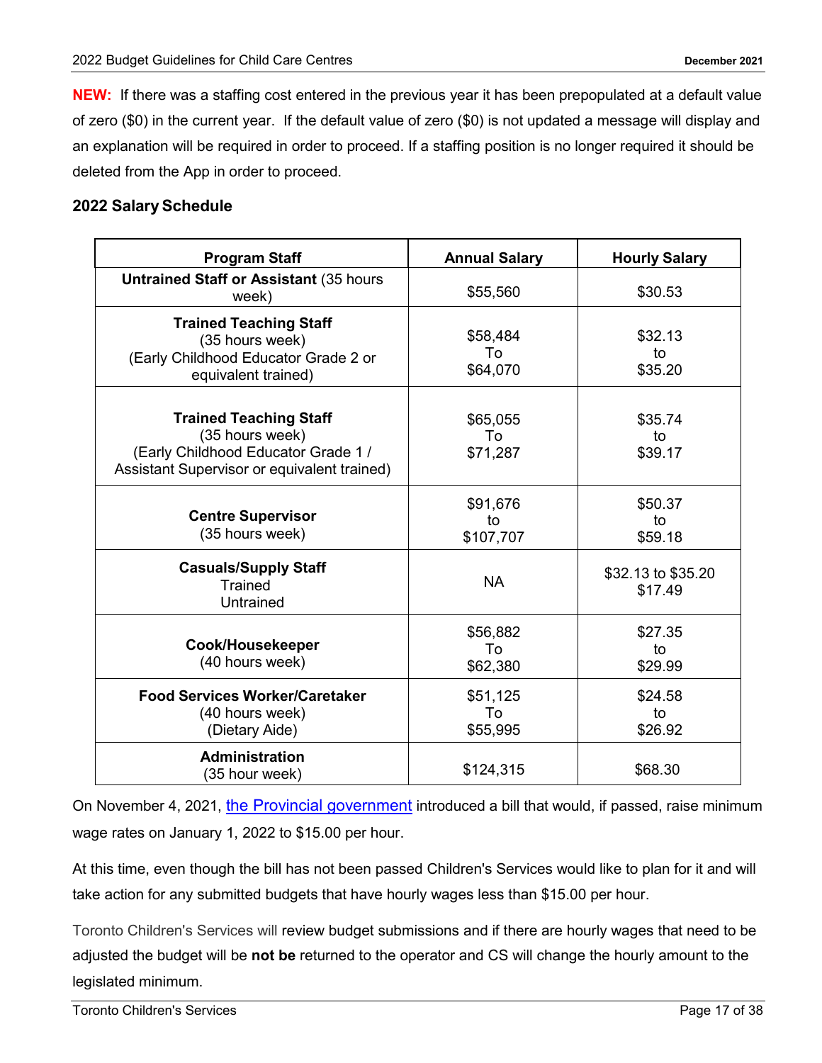**NEW:** If there was a staffing cost entered in the previous year it has been prepopulated at a default value of zero ($0) in the current year. If the default value of zero ($0) is not updated a message will display and an explanation will be required in order to proceed. If a staffing position is no longer required it should be deleted from the App in order to proceed.

### 2022 Salary Schedule

| Program Staff | Annual Salary | Hourly Salary |
|---|---|---|
| **Untrained Staff or Assistant** (35 hours week) | $55,560 | $30.53 |
| **Trained Teaching Staff** (35 hours week) (Early Childhood Educator Grade 2 or equivalent trained) | $58,484 To $64,070 | $32.13 to $35.20 |
| **Trained Teaching Staff** (35 hours week) (Early Childhood Educator Grade 1 / Assistant Supervisor or equivalent trained) | $65,055 To $71,287 | $35.74 to $39.17 |
| **Centre Supervisor** (35 hours week) | $91,676 to $107,707 | $50.37 to $59.18 |
| **Casuals/Supply Staff** Trained Untrained | NA | $32.13 to $35.20 $17.49 |
| **Cook/Housekeeper** (40 hours week) | $56,882 To $62,380 | $27.35 to $29.99 |
| **Food Services Worker/Caretaker** (40 hours week) (Dietary Aide) | $51,125 To $55,995 | $24.58 to $26.92 |
| **Administration** (35 hour week) | $124,315 | $68.30 |

On November 4, 2021, the Provincial government introduced a bill that would, if passed, raise minimum wage rates on January 1, 2022 to $15.00 per hour.

At this time, even though the bill has not been passed Children's Services would like to plan for it and will take action for any submitted budgets that have hourly wages less than $15.00 per hour.

Toronto Children's Services will review budget submissions and if there are hourly wages that need to be adjusted the budget will be **not be** returned to the operator and CS will change the hourly amount to the legislated minimum.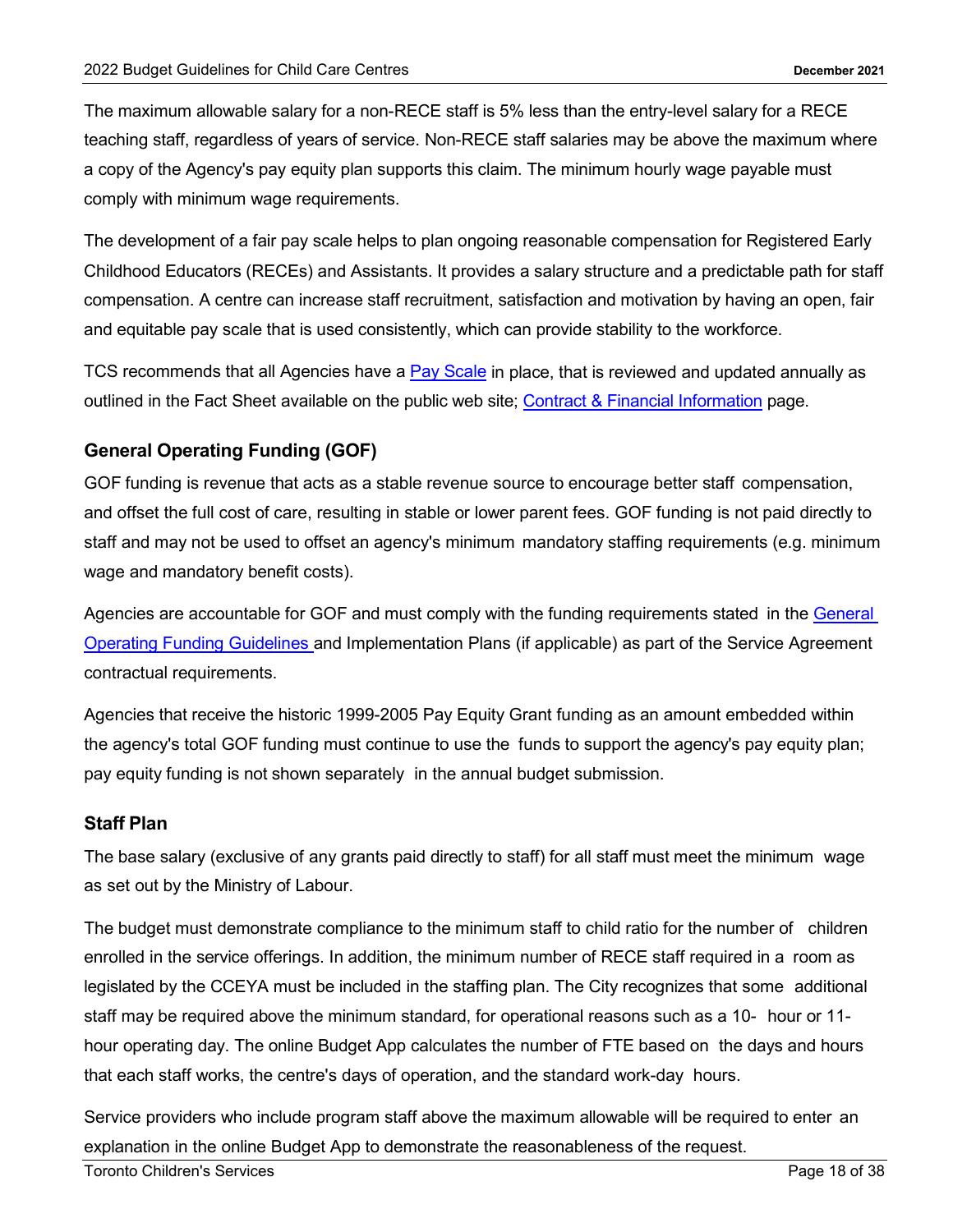The maximum allowable salary for a non-RECE staff is 5% less than the entry-level salary for a RECE teaching staff, regardless of years of service. Non-RECE staff salaries may be above the maximum where a copy of the Agency's pay equity plan supports this claim. The minimum hourly wage payable must comply with minimum wage requirements.

The development of a fair pay scale helps to plan ongoing reasonable compensation for Registered Early Childhood Educators (RECEs) and Assistants. It provides a salary structure and a predictable path for staff compensation. A centre can increase staff recruitment, satisfaction and motivation by having an open, fair and equitable pay scale that is used consistently, which can provide stability to the workforce.

TCS recommends that all Agencies have a Pay Scale in place, that is reviewed and updated annually as outlined in the Fact Sheet available on the public web site; Contract & Financial Information page.

### General Operating Funding (GOF)

GOF funding is revenue that acts as a stable revenue source to encourage better staff compensation, and offset the full cost of care, resulting in stable or lower parent fees. GOF funding is not paid directly to staff and may not be used to offset an agency's minimum mandatory staffing requirements (e.g. minimum wage and mandatory benefit costs).

Agencies are accountable for GOF and must comply with the funding requirements stated in the General Operating Funding Guidelines and Implementation Plans (if applicable) as part of the Service Agreement contractual requirements.

Agencies that receive the historic 1999-2005 Pay Equity Grant funding as an amount embedded within the agency's total GOF funding must continue to use the funds to support the agency's pay equity plan; pay equity funding is not shown separately in the annual budget submission.

### Staff Plan

The base salary (exclusive of any grants paid directly to staff) for all staff must meet the minimum wage as set out by the Ministry of Labour.

The budget must demonstrate compliance to the minimum staff to child ratio for the number of children enrolled in the service offerings. In addition, the minimum number of RECE staff required in a room as legislated by the CCEYA must be included in the staffing plan. The City recognizes that some additional staff may be required above the minimum standard, for operational reasons such as a 10- hour or 11-hour operating day. The online Budget App calculates the number of FTE based on the days and hours that each staff works, the centre's days of operation, and the standard work-day hours.

Service providers who include program staff above the maximum allowable will be required to enter an explanation in the online Budget App to demonstrate the reasonableness of the request.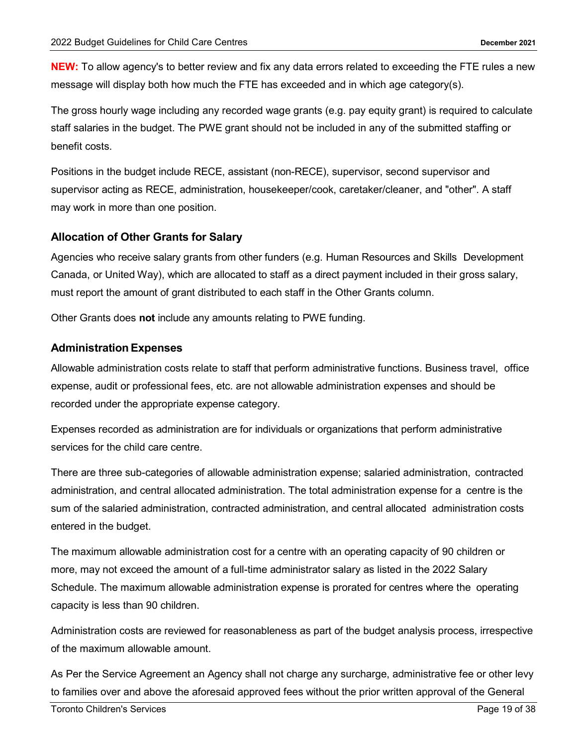**NEW:** To allow agency's to better review and fix any data errors related to exceeding the FTE rules a new message will display both how much the FTE has exceeded and in which age category(s).

The gross hourly wage including any recorded wage grants (e.g. pay equity grant) is required to calculate staff salaries in the budget. The PWE grant should not be included in any of the submitted staffing or benefit costs.

Positions in the budget include RECE, assistant (non-RECE), supervisor, second supervisor and supervisor acting as RECE, administration, housekeeper/cook, caretaker/cleaner, and "other". A staff may work in more than one position.

### Allocation of Other Grants for Salary

Agencies who receive salary grants from other funders (e.g. Human Resources and Skills Development Canada, or United Way), which are allocated to staff as a direct payment included in their gross salary, must report the amount of grant distributed to each staff in the Other Grants column.

Other Grants does **not** include any amounts relating to PWE funding.

### Administration Expenses

Allowable administration costs relate to staff that perform administrative functions. Business travel, office expense, audit or professional fees, etc. are not allowable administration expenses and should be recorded under the appropriate expense category.

Expenses recorded as administration are for individuals or organizations that perform administrative services for the child care centre.

There are three sub-categories of allowable administration expense; salaried administration, contracted administration, and central allocated administration. The total administration expense for a centre is the sum of the salaried administration, contracted administration, and central allocated administration costs entered in the budget.

The maximum allowable administration cost for a centre with an operating capacity of 90 children or more, may not exceed the amount of a full-time administrator salary as listed in the 2022 Salary Schedule. The maximum allowable administration expense is prorated for centres where the operating capacity is less than 90 children.

Administration costs are reviewed for reasonableness as part of the budget analysis process, irrespective of the maximum allowable amount.

As Per the Service Agreement an Agency shall not charge any surcharge, administrative fee or other levy to families over and above the aforesaid approved fees without the prior written approval of the General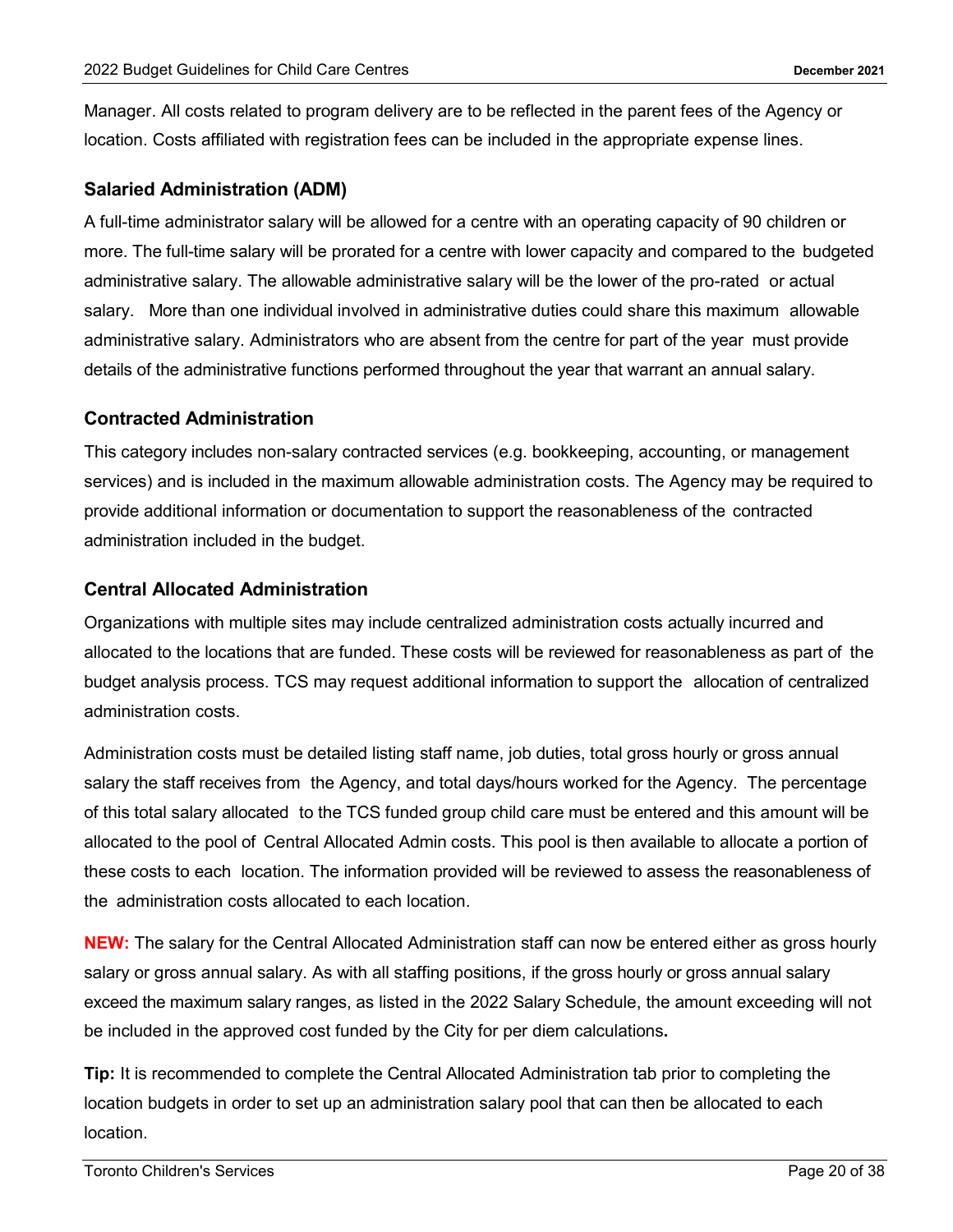Manager. All costs related to program delivery are to be reflected in the parent fees of the Agency or location. Costs affiliated with registration fees can be included in the appropriate expense lines.

### Salaried Administration (ADM)

A full-time administrator salary will be allowed for a centre with an operating capacity of 90 children or more. The full-time salary will be prorated for a centre with lower capacity and compared to the budgeted administrative salary. The allowable administrative salary will be the lower of the pro-rated or actual salary. More than one individual involved in administrative duties could share this maximum allowable administrative salary. Administrators who are absent from the centre for part of the year must provide details of the administrative functions performed throughout the year that warrant an annual salary.

### Contracted Administration

This category includes non-salary contracted services (e.g. bookkeeping, accounting, or management services) and is included in the maximum allowable administration costs. The Agency may be required to provide additional information or documentation to support the reasonableness of the contracted administration included in the budget.

### Central Allocated Administration

Organizations with multiple sites may include centralized administration costs actually incurred and allocated to the locations that are funded. These costs will be reviewed for reasonableness as part of the budget analysis process. TCS may request additional information to support the allocation of centralized administration costs.

Administration costs must be detailed listing staff name, job duties, total gross hourly or gross annual salary the staff receives from the Agency, and total days/hours worked for the Agency. The percentage of this total salary allocated to the TCS funded group child care must be entered and this amount will be allocated to the pool of Central Allocated Admin costs. This pool is then available to allocate a portion of these costs to each location. The information provided will be reviewed to assess the reasonableness of the administration costs allocated to each location.

**NEW:** The salary for the Central Allocated Administration staff can now be entered either as gross hourly salary or gross annual salary. As with all staffing positions, if the gross hourly or gross annual salary exceed the maximum salary ranges, as listed in the 2022 Salary Schedule, the amount exceeding will not be included in the approved cost funded by the City for per diem calculations**.**

**Tip:** It is recommended to complete the Central Allocated Administration tab prior to completing the location budgets in order to set up an administration salary pool that can then be allocated to each location.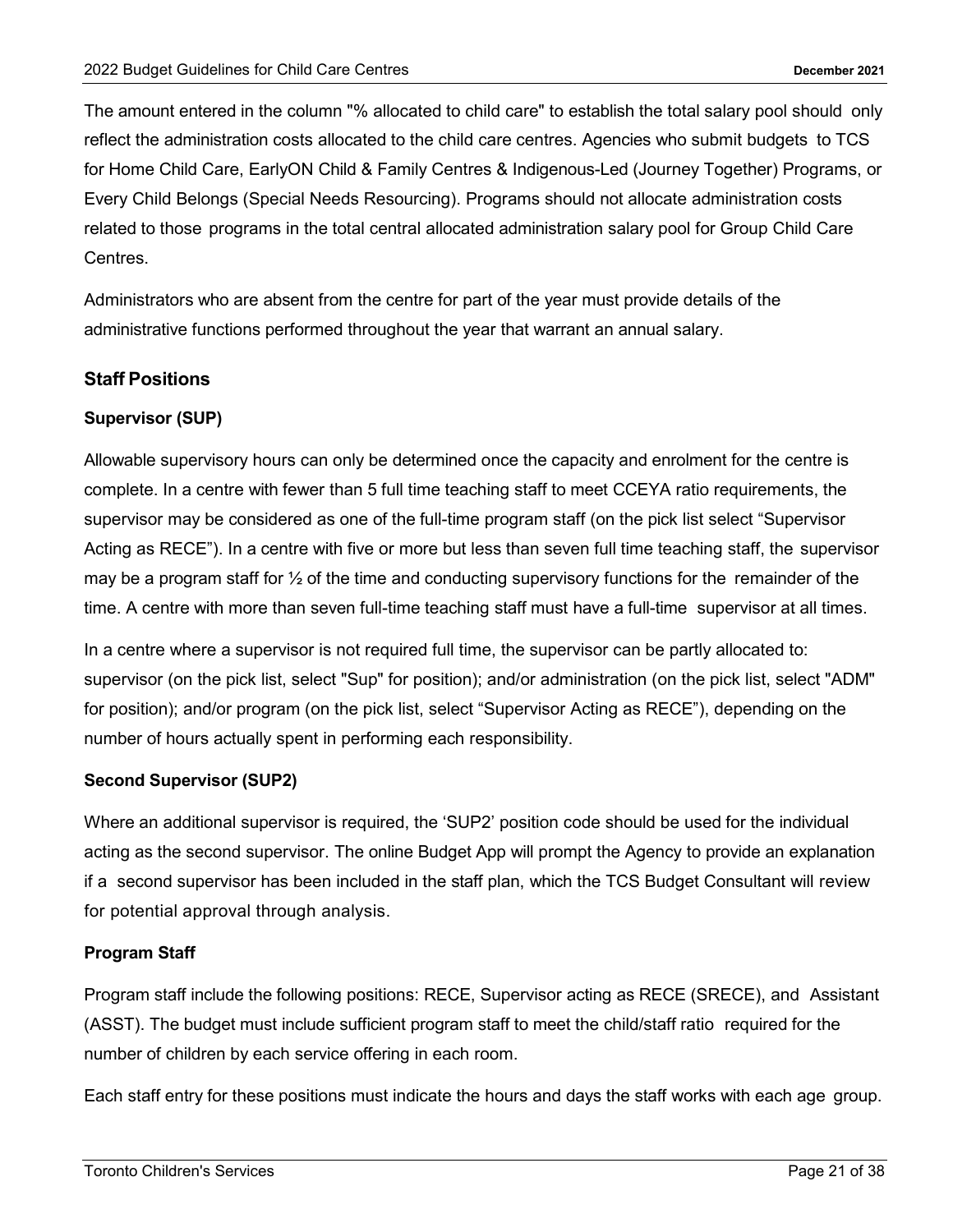The amount entered in the column "% allocated to child care" to establish the total salary pool should only reflect the administration costs allocated to the child care centres. Agencies who submit budgets to TCS for Home Child Care, EarlyON Child & Family Centres & Indigenous-Led (Journey Together) Programs, or Every Child Belongs (Special Needs Resourcing). Programs should not allocate administration costs related to those programs in the total central allocated administration salary pool for Group Child Care Centres.

Administrators who are absent from the centre for part of the year must provide details of the administrative functions performed throughout the year that warrant an annual salary.

## Staff Positions

### Supervisor (SUP)

Allowable supervisory hours can only be determined once the capacity and enrolment for the centre is complete. In a centre with fewer than 5 full time teaching staff to meet CCEYA ratio requirements, the supervisor may be considered as one of the full-time program staff (on the pick list select "Supervisor Acting as RECE"). In a centre with five or more but less than seven full time teaching staff, the supervisor may be a program staff for ½ of the time and conducting supervisory functions for the remainder of the time. A centre with more than seven full-time teaching staff must have a full-time supervisor at all times.

In a centre where a supervisor is not required full time, the supervisor can be partly allocated to: supervisor (on the pick list, select "Sup" for position); and/or administration (on the pick list, select "ADM" for position); and/or program (on the pick list, select "Supervisor Acting as RECE"), depending on the number of hours actually spent in performing each responsibility.

### Second Supervisor (SUP2)

Where an additional supervisor is required, the 'SUP2' position code should be used for the individual acting as the second supervisor. The online Budget App will prompt the Agency to provide an explanation if a second supervisor has been included in the staff plan, which the TCS Budget Consultant will review for potential approval through analysis.

### Program Staff

Program staff include the following positions: RECE, Supervisor acting as RECE (SRECE), and Assistant (ASST). The budget must include sufficient program staff to meet the child/staff ratio required for the number of children by each service offering in each room.

Each staff entry for these positions must indicate the hours and days the staff works with each age group.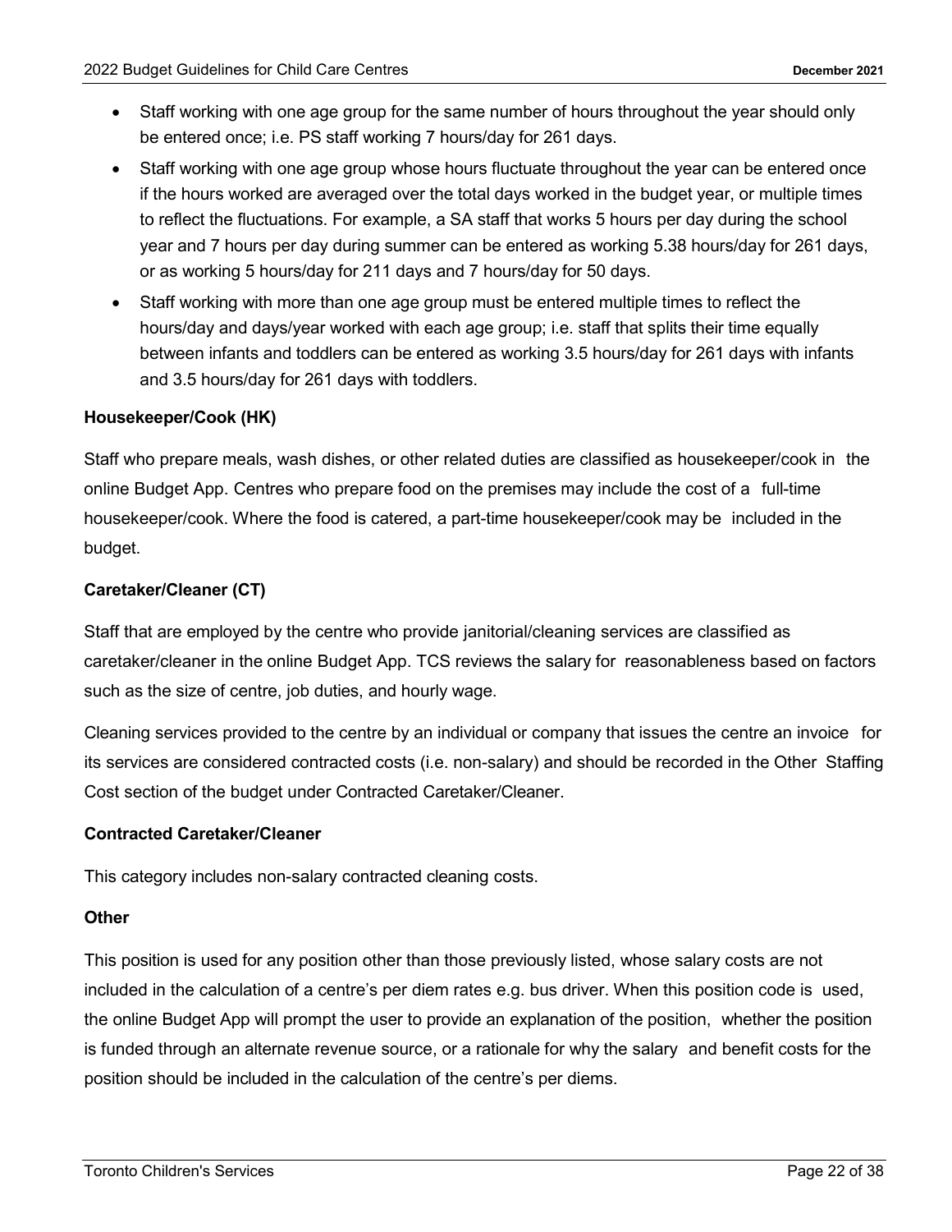- Staff working with one age group for the same number of hours throughout the year should only be entered once; i.e. PS staff working 7 hours/day for 261 days.
- Staff working with one age group whose hours fluctuate throughout the year can be entered once if the hours worked are averaged over the total days worked in the budget year, or multiple times to reflect the fluctuations. For example, a SA staff that works 5 hours per day during the school year and 7 hours per day during summer can be entered as working 5.38 hours/day for 261 days, or as working 5 hours/day for 211 days and 7 hours/day for 50 days.
- Staff working with more than one age group must be entered multiple times to reflect the hours/day and days/year worked with each age group; i.e. staff that splits their time equally between infants and toddlers can be entered as working 3.5 hours/day for 261 days with infants and 3.5 hours/day for 261 days with toddlers.

**Housekeeper/Cook (HK)**

Staff who prepare meals, wash dishes, or other related duties are classified as housekeeper/cook in the online Budget App. Centres who prepare food on the premises may include the cost of a full-time housekeeper/cook. Where the food is catered, a part-time housekeeper/cook may be included in the budget.

**Caretaker/Cleaner (CT)**

Staff that are employed by the centre who provide janitorial/cleaning services are classified as caretaker/cleaner in the online Budget App. TCS reviews the salary for reasonableness based on factors such as the size of centre, job duties, and hourly wage.

Cleaning services provided to the centre by an individual or company that issues the centre an invoice for its services are considered contracted costs (i.e. non-salary) and should be recorded in the Other Staffing Cost section of the budget under Contracted Caretaker/Cleaner.

**Contracted Caretaker/Cleaner**

This category includes non-salary contracted cleaning costs.

**Other**

This position is used for any position other than those previously listed, whose salary costs are not included in the calculation of a centre's per diem rates e.g. bus driver. When this position code is used, the online Budget App will prompt the user to provide an explanation of the position, whether the position is funded through an alternate revenue source, or a rationale for why the salary and benefit costs for the position should be included in the calculation of the centre's per diems.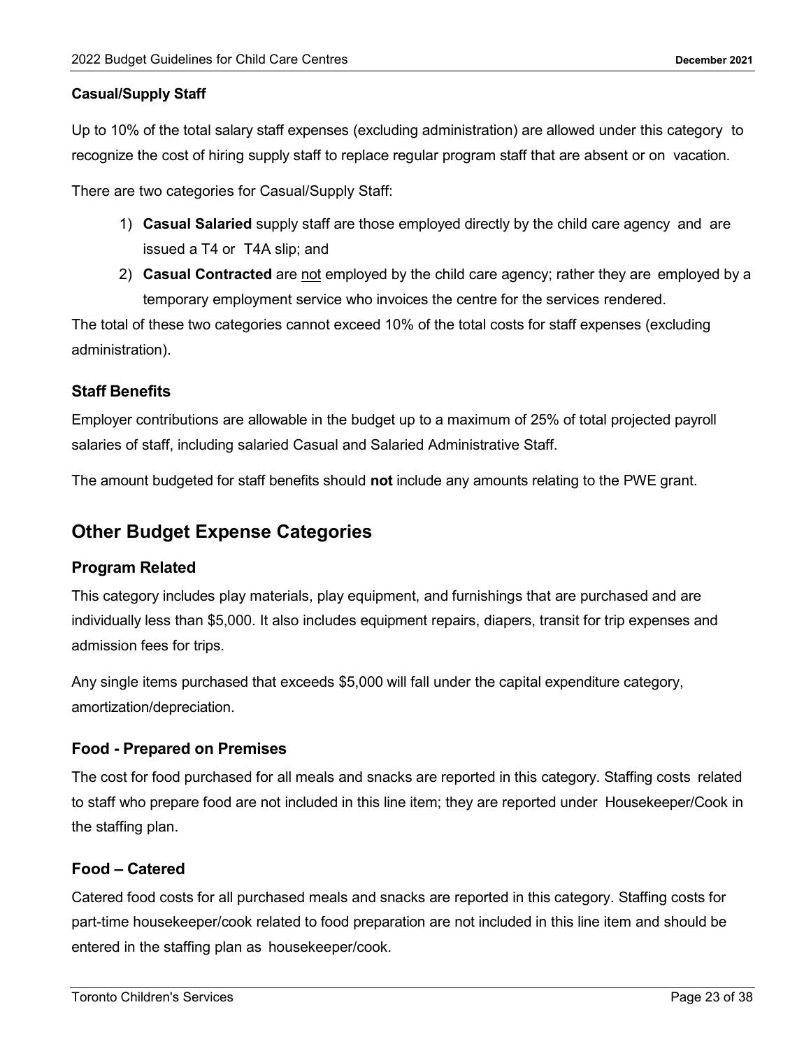**Casual/Supply Staff**

Up to 10% of the total salary staff expenses (excluding administration) are allowed under this category to recognize the cost of hiring supply staff to replace regular program staff that are absent or on vacation.

There are two categories for Casual/Supply Staff:

1) **Casual Salaried** supply staff are those employed directly by the child care agency and are issued a T4 or T4A slip; and
2) **Casual Contracted** are not employed by the child care agency; rather they are employed by a temporary employment service who invoices the centre for the services rendered.

The total of these two categories cannot exceed 10% of the total costs for staff expenses (excluding administration).

### Staff Benefits

Employer contributions are allowable in the budget up to a maximum of 25% of total projected payroll salaries of staff, including salaried Casual and Salaried Administrative Staff.

The amount budgeted for staff benefits should **not** include any amounts relating to the PWE grant.

## Other Budget Expense Categories

### Program Related

This category includes play materials, play equipment, and furnishings that are purchased and are individually less than $5,000. It also includes equipment repairs, diapers, transit for trip expenses and admission fees for trips.

Any single items purchased that exceeds $5,000 will fall under the capital expenditure category, amortization/depreciation.

### Food - Prepared on Premises

The cost for food purchased for all meals and snacks are reported in this category. Staffing costs related to staff who prepare food are not included in this line item; they are reported under Housekeeper/Cook in the staffing plan.

### Food – Catered

Catered food costs for all purchased meals and snacks are reported in this category. Staffing costs for part-time housekeeper/cook related to food preparation are not included in this line item and should be entered in the staffing plan as housekeeper/cook.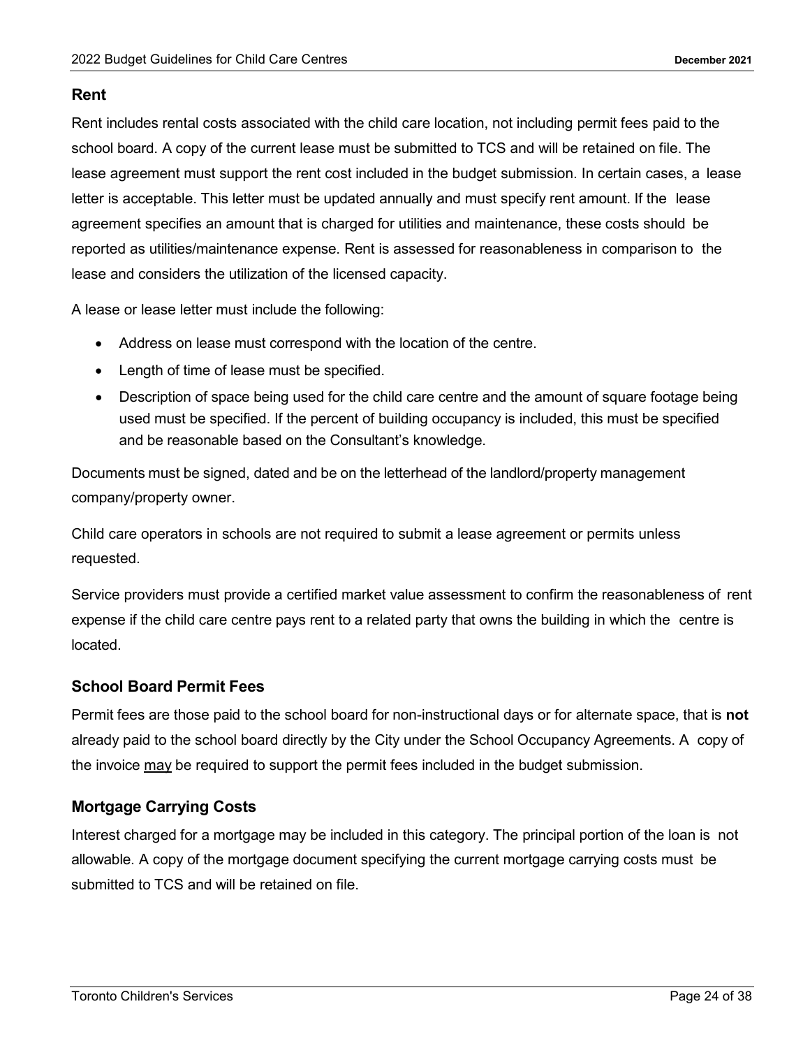## Rent

Rent includes rental costs associated with the child care location, not including permit fees paid to the school board. A copy of the current lease must be submitted to TCS and will be retained on file. The lease agreement must support the rent cost included in the budget submission. In certain cases, a lease letter is acceptable. This letter must be updated annually and must specify rent amount. If the lease agreement specifies an amount that is charged for utilities and maintenance, these costs should be reported as utilities/maintenance expense. Rent is assessed for reasonableness in comparison to the lease and considers the utilization of the licensed capacity.

A lease or lease letter must include the following:

- Address on lease must correspond with the location of the centre.
- Length of time of lease must be specified.
- Description of space being used for the child care centre and the amount of square footage being used must be specified. If the percent of building occupancy is included, this must be specified and be reasonable based on the Consultant's knowledge.

Documents must be signed, dated and be on the letterhead of the landlord/property management company/property owner.

Child care operators in schools are not required to submit a lease agreement or permits unless requested.

Service providers must provide a certified market value assessment to confirm the reasonableness of rent expense if the child care centre pays rent to a related party that owns the building in which the centre is located.

## School Board Permit Fees

Permit fees are those paid to the school board for non-instructional days or for alternate space, that is **not** already paid to the school board directly by the City under the School Occupancy Agreements. A copy of the invoice <u>may</u> be required to support the permit fees included in the budget submission.

## Mortgage Carrying Costs

Interest charged for a mortgage may be included in this category. The principal portion of the loan is not allowable. A copy of the mortgage document specifying the current mortgage carrying costs must be submitted to TCS and will be retained on file.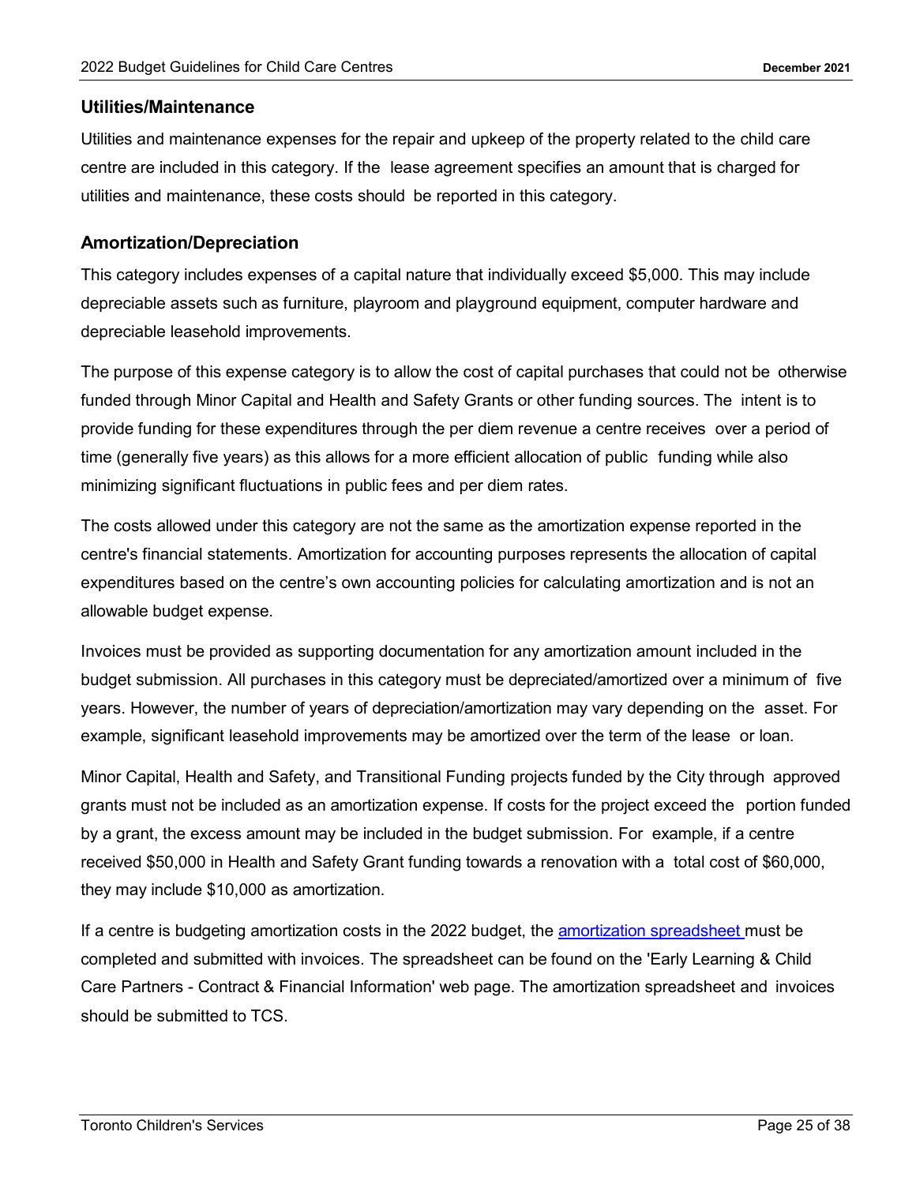## Utilities/Maintenance

Utilities and maintenance expenses for the repair and upkeep of the property related to the child care centre are included in this category. If the lease agreement specifies an amount that is charged for utilities and maintenance, these costs should be reported in this category.

## Amortization/Depreciation

This category includes expenses of a capital nature that individually exceed $5,000. This may include depreciable assets such as furniture, playroom and playground equipment, computer hardware and depreciable leasehold improvements.

The purpose of this expense category is to allow the cost of capital purchases that could not be otherwise funded through Minor Capital and Health and Safety Grants or other funding sources. The intent is to provide funding for these expenditures through the per diem revenue a centre receives over a period of time (generally five years) as this allows for a more efficient allocation of public funding while also minimizing significant fluctuations in public fees and per diem rates.

The costs allowed under this category are not the same as the amortization expense reported in the centre's financial statements. Amortization for accounting purposes represents the allocation of capital expenditures based on the centre's own accounting policies for calculating amortization and is not an allowable budget expense.

Invoices must be provided as supporting documentation for any amortization amount included in the budget submission. All purchases in this category must be depreciated/amortized over a minimum of five years. However, the number of years of depreciation/amortization may vary depending on the asset. For example, significant leasehold improvements may be amortized over the term of the lease or loan.

Minor Capital, Health and Safety, and Transitional Funding projects funded by the City through approved grants must not be included as an amortization expense. If costs for the project exceed the portion funded by a grant, the excess amount may be included in the budget submission. For example, if a centre received $50,000 in Health and Safety Grant funding towards a renovation with a total cost of $60,000, they may include $10,000 as amortization.

If a centre is budgeting amortization costs in the 2022 budget, the amortization spreadsheet must be completed and submitted with invoices. The spreadsheet can be found on the 'Early Learning & Child Care Partners - Contract & Financial Information' web page. The amortization spreadsheet and invoices should be submitted to TCS.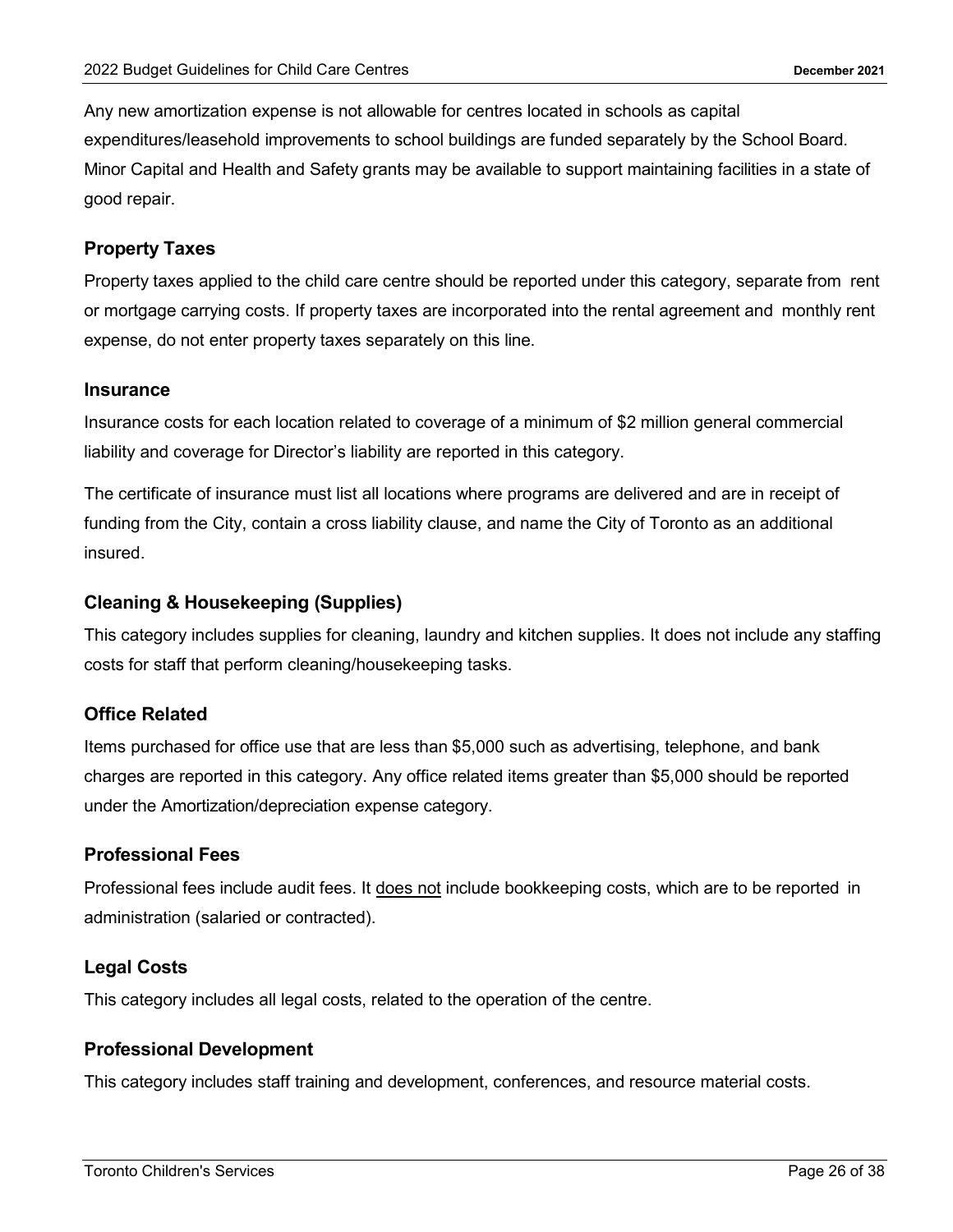Any new amortization expense is not allowable for centres located in schools as capital expenditures/leasehold improvements to school buildings are funded separately by the School Board. Minor Capital and Health and Safety grants may be available to support maintaining facilities in a state of good repair.

### Property Taxes

Property taxes applied to the child care centre should be reported under this category, separate from rent or mortgage carrying costs. If property taxes are incorporated into the rental agreement and monthly rent expense, do not enter property taxes separately on this line.

### Insurance

Insurance costs for each location related to coverage of a minimum of $2 million general commercial liability and coverage for Director's liability are reported in this category.

The certificate of insurance must list all locations where programs are delivered and are in receipt of funding from the City, contain a cross liability clause, and name the City of Toronto as an additional insured.

### Cleaning & Housekeeping (Supplies)

This category includes supplies for cleaning, laundry and kitchen supplies. It does not include any staffing costs for staff that perform cleaning/housekeeping tasks.

### Office Related

Items purchased for office use that are less than $5,000 such as advertising, telephone, and bank charges are reported in this category. Any office related items greater than $5,000 should be reported under the Amortization/depreciation expense category.

### Professional Fees

Professional fees include audit fees. It does not include bookkeeping costs, which are to be reported in administration (salaried or contracted).

### Legal Costs

This category includes all legal costs, related to the operation of the centre.

### Professional Development

This category includes staff training and development, conferences, and resource material costs.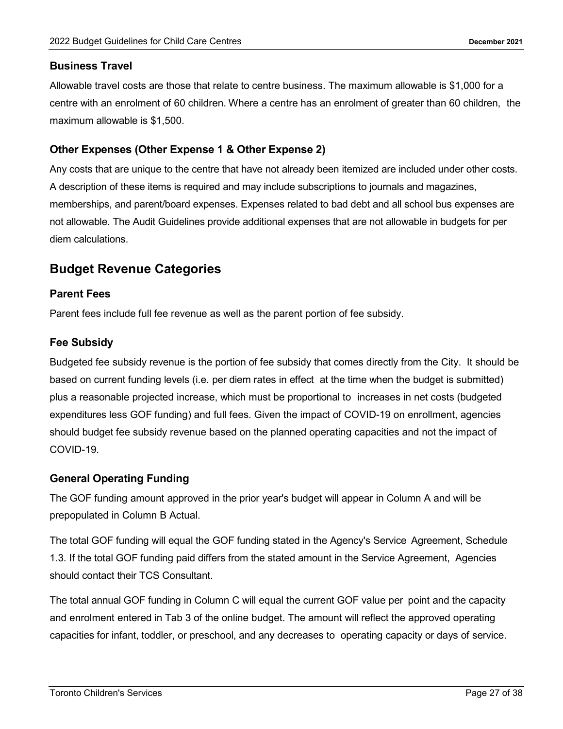### Business Travel

Allowable travel costs are those that relate to centre business. The maximum allowable is $1,000 for a centre with an enrolment of 60 children. Where a centre has an enrolment of greater than 60 children, the maximum allowable is $1,500.

### Other Expenses (Other Expense 1 & Other Expense 2)

Any costs that are unique to the centre that have not already been itemized are included under other costs. A description of these items is required and may include subscriptions to journals and magazines, memberships, and parent/board expenses. Expenses related to bad debt and all school bus expenses are not allowable. The Audit Guidelines provide additional expenses that are not allowable in budgets for per diem calculations.

## Budget Revenue Categories

### Parent Fees

Parent fees include full fee revenue as well as the parent portion of fee subsidy.

### Fee Subsidy

Budgeted fee subsidy revenue is the portion of fee subsidy that comes directly from the City. It should be based on current funding levels (i.e. per diem rates in effect at the time when the budget is submitted) plus a reasonable projected increase, which must be proportional to increases in net costs (budgeted expenditures less GOF funding) and full fees. Given the impact of COVID-19 on enrollment, agencies should budget fee subsidy revenue based on the planned operating capacities and not the impact of COVID-19.

### General Operating Funding

The GOF funding amount approved in the prior year's budget will appear in Column A and will be prepopulated in Column B Actual.

The total GOF funding will equal the GOF funding stated in the Agency's Service Agreement, Schedule 1.3. If the total GOF funding paid differs from the stated amount in the Service Agreement, Agencies should contact their TCS Consultant.

The total annual GOF funding in Column C will equal the current GOF value per point and the capacity and enrolment entered in Tab 3 of the online budget. The amount will reflect the approved operating capacities for infant, toddler, or preschool, and any decreases to operating capacity or days of service.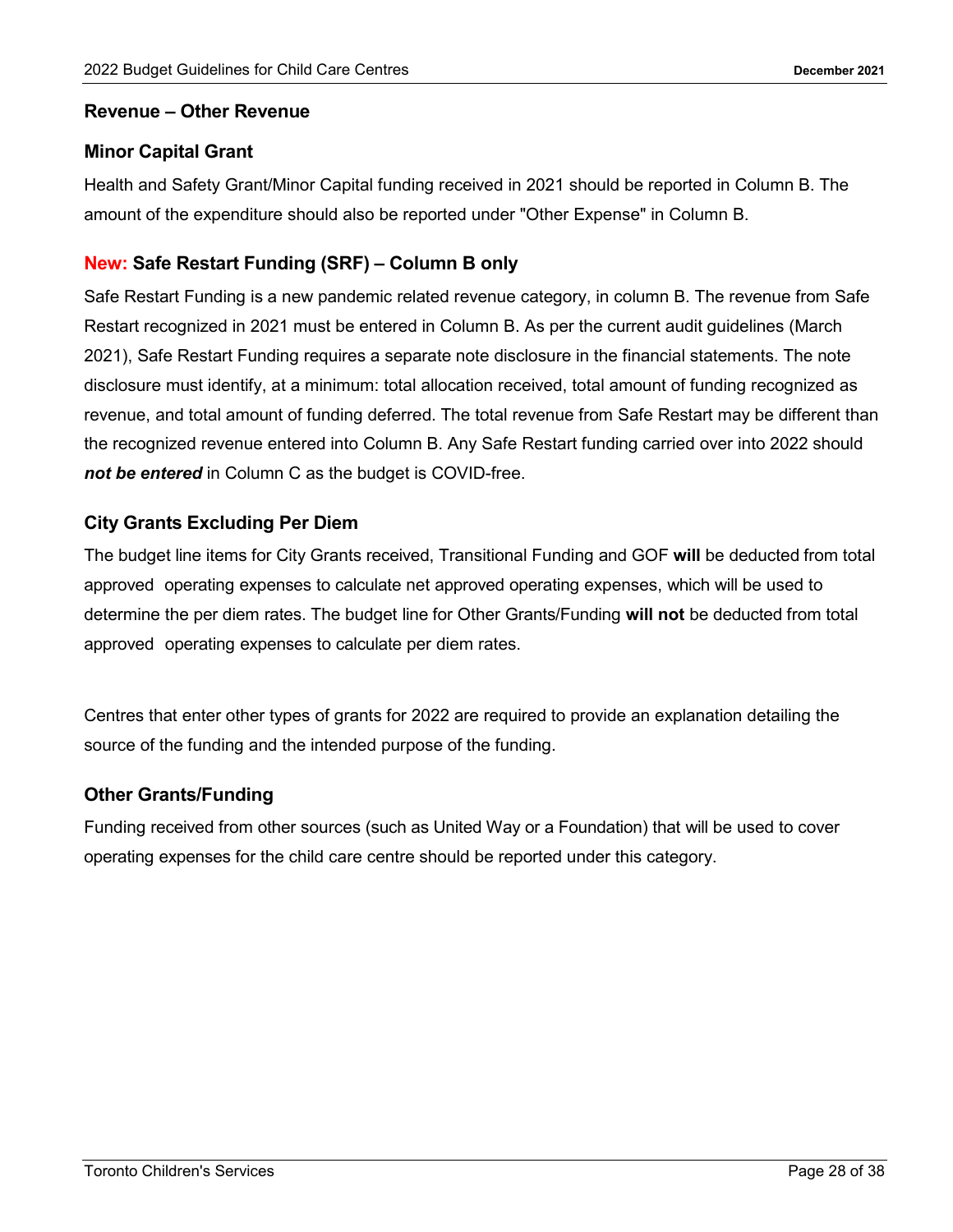## Revenue – Other Revenue

### Minor Capital Grant

Health and Safety Grant/Minor Capital funding received in 2021 should be reported in Column B. The amount of the expenditure should also be reported under "Other Expense" in Column B.

### New: Safe Restart Funding (SRF) – Column B only

Safe Restart Funding is a new pandemic related revenue category, in column B. The revenue from Safe Restart recognized in 2021 must be entered in Column B. As per the current audit guidelines (March 2021), Safe Restart Funding requires a separate note disclosure in the financial statements. The note disclosure must identify, at a minimum: total allocation received, total amount of funding recognized as revenue, and total amount of funding deferred. The total revenue from Safe Restart may be different than the recognized revenue entered into Column B. Any Safe Restart funding carried over into 2022 should ***not be entered*** in Column C as the budget is COVID-free.

### City Grants Excluding Per Diem

The budget line items for City Grants received, Transitional Funding and GOF **will** be deducted from total approved operating expenses to calculate net approved operating expenses, which will be used to determine the per diem rates. The budget line for Other Grants/Funding **will not** be deducted from total approved operating expenses to calculate per diem rates.

Centres that enter other types of grants for 2022 are required to provide an explanation detailing the source of the funding and the intended purpose of the funding.

### Other Grants/Funding

Funding received from other sources (such as United Way or a Foundation) that will be used to cover operating expenses for the child care centre should be reported under this category.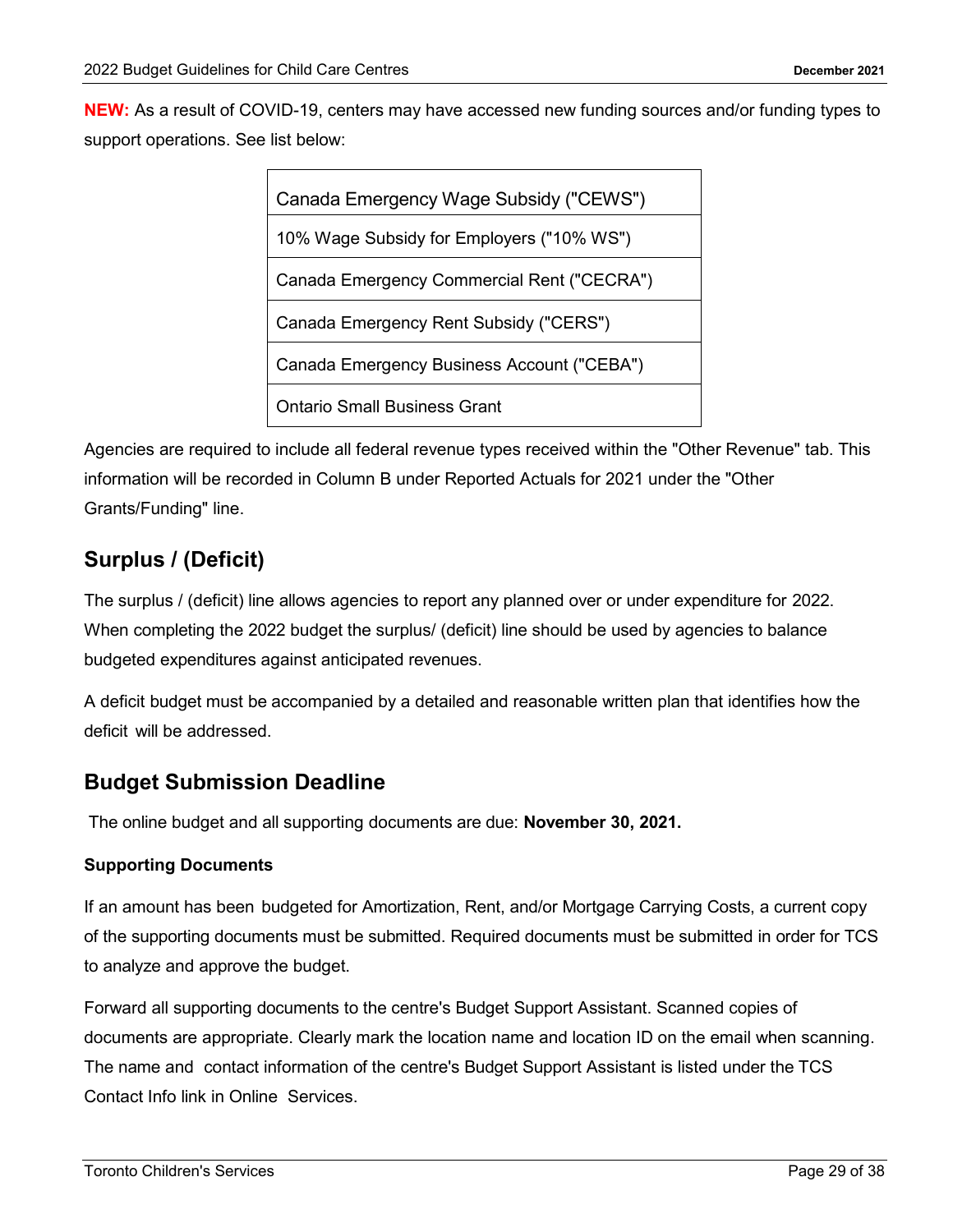**NEW:** As a result of COVID-19, centers may have accessed new funding sources and/or funding types to support operations. See list below:

| Canada Emergency Wage Subsidy ("CEWS") |
|---|
| 10% Wage Subsidy for Employers ("10% WS") |
| Canada Emergency Commercial Rent ("CECRA") |
| Canada Emergency Rent Subsidy ("CERS") |
| Canada Emergency Business Account ("CEBA") |
| Ontario Small Business Grant |

Agencies are required to include all federal revenue types received within the "Other Revenue" tab. This information will be recorded in Column B under Reported Actuals for 2021 under the "Other Grants/Funding" line.

## Surplus / (Deficit)

The surplus / (deficit) line allows agencies to report any planned over or under expenditure for 2022. When completing the 2022 budget the surplus/ (deficit) line should be used by agencies to balance budgeted expenditures against anticipated revenues.

A deficit budget must be accompanied by a detailed and reasonable written plan that identifies how the deficit will be addressed.

## Budget Submission Deadline

The online budget and all supporting documents are due: **November 30, 2021.**

### Supporting Documents

If an amount has been budgeted for Amortization, Rent, and/or Mortgage Carrying Costs, a current copy of the supporting documents must be submitted. Required documents must be submitted in order for TCS to analyze and approve the budget.

Forward all supporting documents to the centre's Budget Support Assistant. Scanned copies of documents are appropriate. Clearly mark the location name and location ID on the email when scanning. The name and contact information of the centre's Budget Support Assistant is listed under the TCS Contact Info link in Online Services.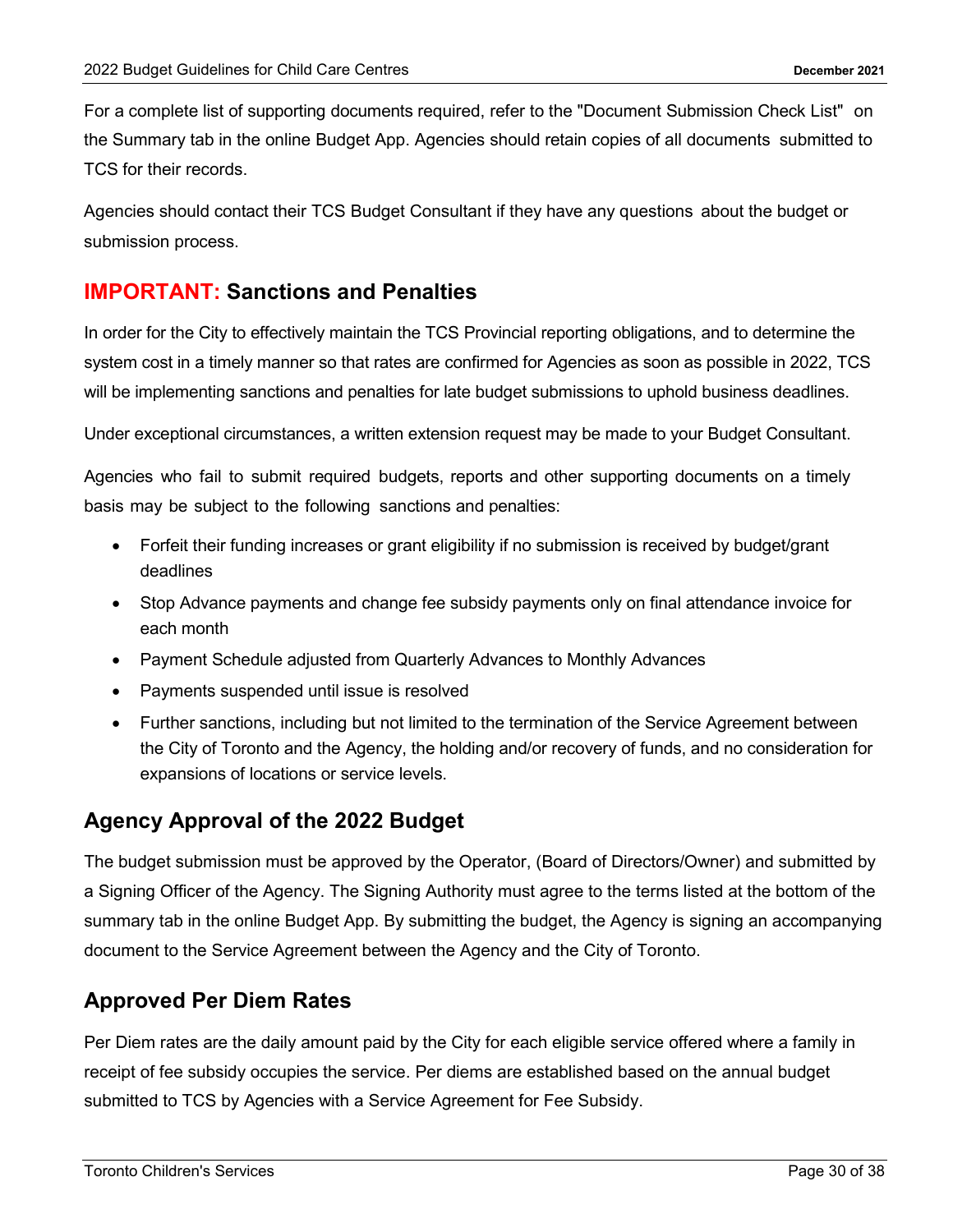For a complete list of supporting documents required, refer to the "Document Submission Check List" on the Summary tab in the online Budget App. Agencies should retain copies of all documents submitted to TCS for their records.

Agencies should contact their TCS Budget Consultant if they have any questions about the budget or submission process.

## IMPORTANT: Sanctions and Penalties

In order for the City to effectively maintain the TCS Provincial reporting obligations, and to determine the system cost in a timely manner so that rates are confirmed for Agencies as soon as possible in 2022, TCS will be implementing sanctions and penalties for late budget submissions to uphold business deadlines.

Under exceptional circumstances, a written extension request may be made to your Budget Consultant.

Agencies who fail to submit required budgets, reports and other supporting documents on a timely basis may be subject to the following sanctions and penalties:

- Forfeit their funding increases or grant eligibility if no submission is received by budget/grant deadlines
- Stop Advance payments and change fee subsidy payments only on final attendance invoice for each month
- Payment Schedule adjusted from Quarterly Advances to Monthly Advances
- Payments suspended until issue is resolved
- Further sanctions, including but not limited to the termination of the Service Agreement between the City of Toronto and the Agency, the holding and/or recovery of funds, and no consideration for expansions of locations or service levels.

## Agency Approval of the 2022 Budget

The budget submission must be approved by the Operator, (Board of Directors/Owner) and submitted by a Signing Officer of the Agency. The Signing Authority must agree to the terms listed at the bottom of the summary tab in the online Budget App. By submitting the budget, the Agency is signing an accompanying document to the Service Agreement between the Agency and the City of Toronto.

## Approved Per Diem Rates

Per Diem rates are the daily amount paid by the City for each eligible service offered where a family in receipt of fee subsidy occupies the service. Per diems are established based on the annual budget submitted to TCS by Agencies with a Service Agreement for Fee Subsidy.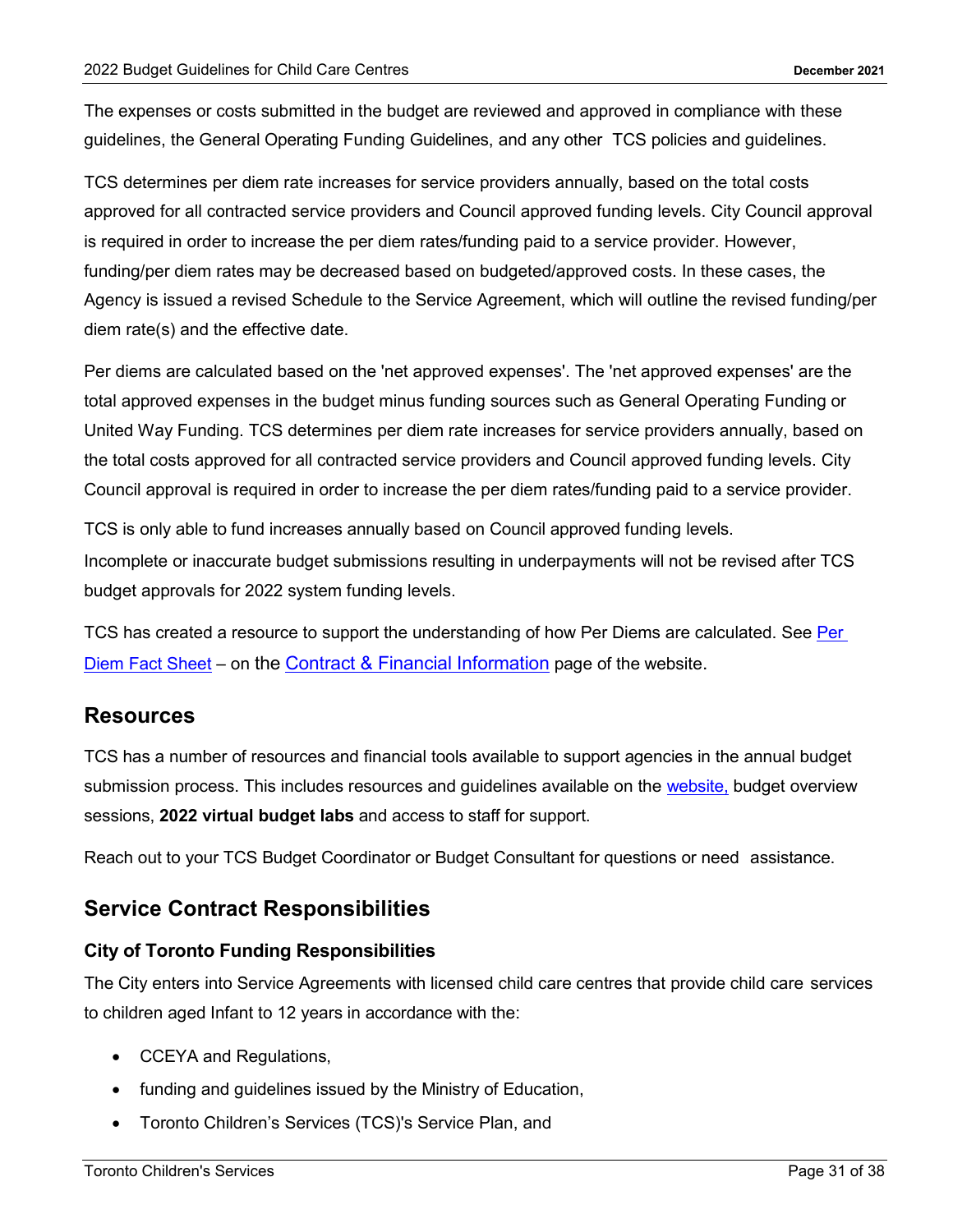The expenses or costs submitted in the budget are reviewed and approved in compliance with these guidelines, the General Operating Funding Guidelines, and any other TCS policies and guidelines.

TCS determines per diem rate increases for service providers annually, based on the total costs approved for all contracted service providers and Council approved funding levels. City Council approval is required in order to increase the per diem rates/funding paid to a service provider. However, funding/per diem rates may be decreased based on budgeted/approved costs. In these cases, the Agency is issued a revised Schedule to the Service Agreement, which will outline the revised funding/per diem rate(s) and the effective date.

Per diems are calculated based on the 'net approved expenses'. The 'net approved expenses' are the total approved expenses in the budget minus funding sources such as General Operating Funding or United Way Funding. TCS determines per diem rate increases for service providers annually, based on the total costs approved for all contracted service providers and Council approved funding levels. City Council approval is required in order to increase the per diem rates/funding paid to a service provider.

TCS is only able to fund increases annually based on Council approved funding levels.

Incomplete or inaccurate budget submissions resulting in underpayments will not be revised after TCS budget approvals for 2022 system funding levels.

TCS has created a resource to support the understanding of how Per Diems are calculated. See Per Diem Fact Sheet – on the Contract & Financial Information page of the website.

## Resources

TCS has a number of resources and financial tools available to support agencies in the annual budget submission process. This includes resources and guidelines available on the website, budget overview sessions, **2022 virtual budget labs** and access to staff for support.

Reach out to your TCS Budget Coordinator or Budget Consultant for questions or need assistance.

## Service Contract Responsibilities

### City of Toronto Funding Responsibilities

The City enters into Service Agreements with licensed child care centres that provide child care services to children aged Infant to 12 years in accordance with the:

- CCEYA and Regulations,
- funding and guidelines issued by the Ministry of Education,
- Toronto Children's Services (TCS)'s Service Plan, and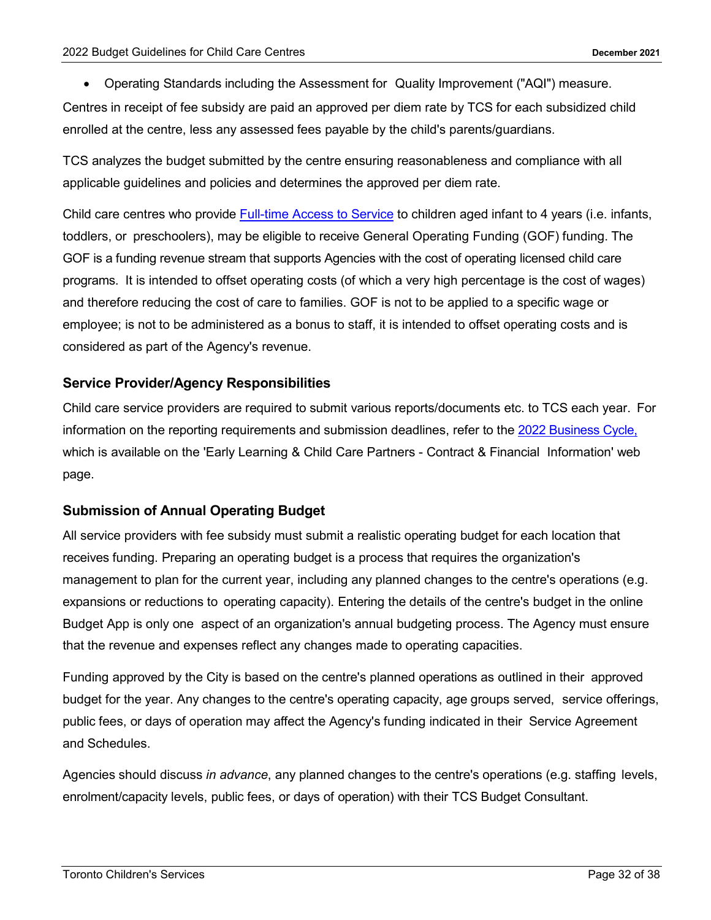- Operating Standards including the Assessment for Quality Improvement ("AQI") measure.

Centres in receipt of fee subsidy are paid an approved per diem rate by TCS for each subsidized child enrolled at the centre, less any assessed fees payable by the child's parents/guardians.

TCS analyzes the budget submitted by the centre ensuring reasonableness and compliance with all applicable guidelines and policies and determines the approved per diem rate.

Child care centres who provide [Full-time Access to Service](#) to children aged infant to 4 years (i.e. infants, toddlers, or preschoolers), may be eligible to receive General Operating Funding (GOF) funding. The GOF is a funding revenue stream that supports Agencies with the cost of operating licensed child care programs. It is intended to offset operating costs (of which a very high percentage is the cost of wages) and therefore reducing the cost of care to families. GOF is not to be applied to a specific wage or employee; is not to be administered as a bonus to staff, it is intended to offset operating costs and is considered as part of the Agency's revenue.

### Service Provider/Agency Responsibilities

Child care service providers are required to submit various reports/documents etc. to TCS each year. For information on the reporting requirements and submission deadlines, refer to the [2022 Business Cycle,](#) which is available on the 'Early Learning & Child Care Partners - Contract & Financial Information' web page.

### Submission of Annual Operating Budget

All service providers with fee subsidy must submit a realistic operating budget for each location that receives funding. Preparing an operating budget is a process that requires the organization's management to plan for the current year, including any planned changes to the centre's operations (e.g. expansions or reductions to operating capacity). Entering the details of the centre's budget in the online Budget App is only one aspect of an organization's annual budgeting process. The Agency must ensure that the revenue and expenses reflect any changes made to operating capacities.

Funding approved by the City is based on the centre's planned operations as outlined in their approved budget for the year. Any changes to the centre's operating capacity, age groups served, service offerings, public fees, or days of operation may affect the Agency's funding indicated in their Service Agreement and Schedules.

Agencies should discuss *in advance*, any planned changes to the centre's operations (e.g. staffing levels, enrolment/capacity levels, public fees, or days of operation) with their TCS Budget Consultant.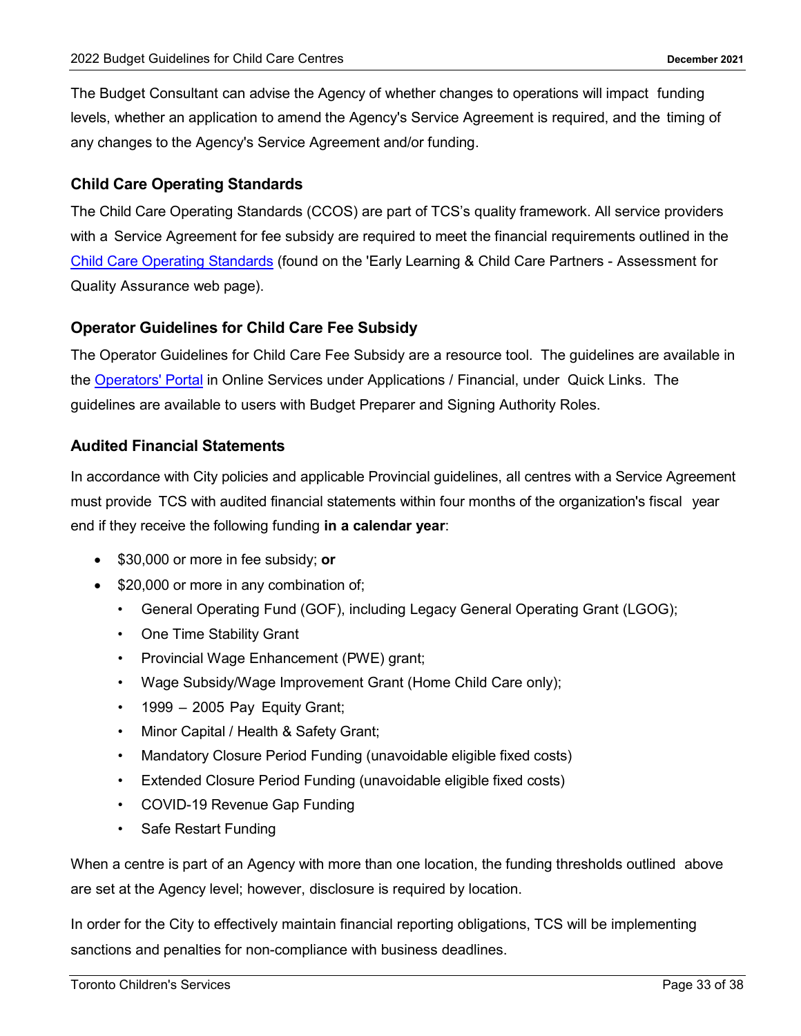The Budget Consultant can advise the Agency of whether changes to operations will impact funding levels, whether an application to amend the Agency's Service Agreement is required, and the timing of any changes to the Agency's Service Agreement and/or funding.

### Child Care Operating Standards

The Child Care Operating Standards (CCOS) are part of TCS's quality framework. All service providers with a Service Agreement for fee subsidy are required to meet the financial requirements outlined in the Child Care Operating Standards (found on the 'Early Learning & Child Care Partners - Assessment for Quality Assurance web page).

### Operator Guidelines for Child Care Fee Subsidy

The Operator Guidelines for Child Care Fee Subsidy are a resource tool. The guidelines are available in the Operators' Portal in Online Services under Applications / Financial, under Quick Links. The guidelines are available to users with Budget Preparer and Signing Authority Roles.

### Audited Financial Statements

In accordance with City policies and applicable Provincial guidelines, all centres with a Service Agreement must provide TCS with audited financial statements within four months of the organization's fiscal year end if they receive the following funding **in a calendar year**:

- $30,000 or more in fee subsidy; **or**
- $20,000 or more in any combination of;
  - General Operating Fund (GOF), including Legacy General Operating Grant (LGOG);
  - One Time Stability Grant
  - Provincial Wage Enhancement (PWE) grant;
  - Wage Subsidy/Wage Improvement Grant (Home Child Care only);
  - 1999 – 2005 Pay Equity Grant;
  - Minor Capital / Health & Safety Grant;
  - Mandatory Closure Period Funding (unavoidable eligible fixed costs)
  - Extended Closure Period Funding (unavoidable eligible fixed costs)
  - COVID-19 Revenue Gap Funding
  - Safe Restart Funding

When a centre is part of an Agency with more than one location, the funding thresholds outlined above are set at the Agency level; however, disclosure is required by location.

In order for the City to effectively maintain financial reporting obligations, TCS will be implementing sanctions and penalties for non-compliance with business deadlines.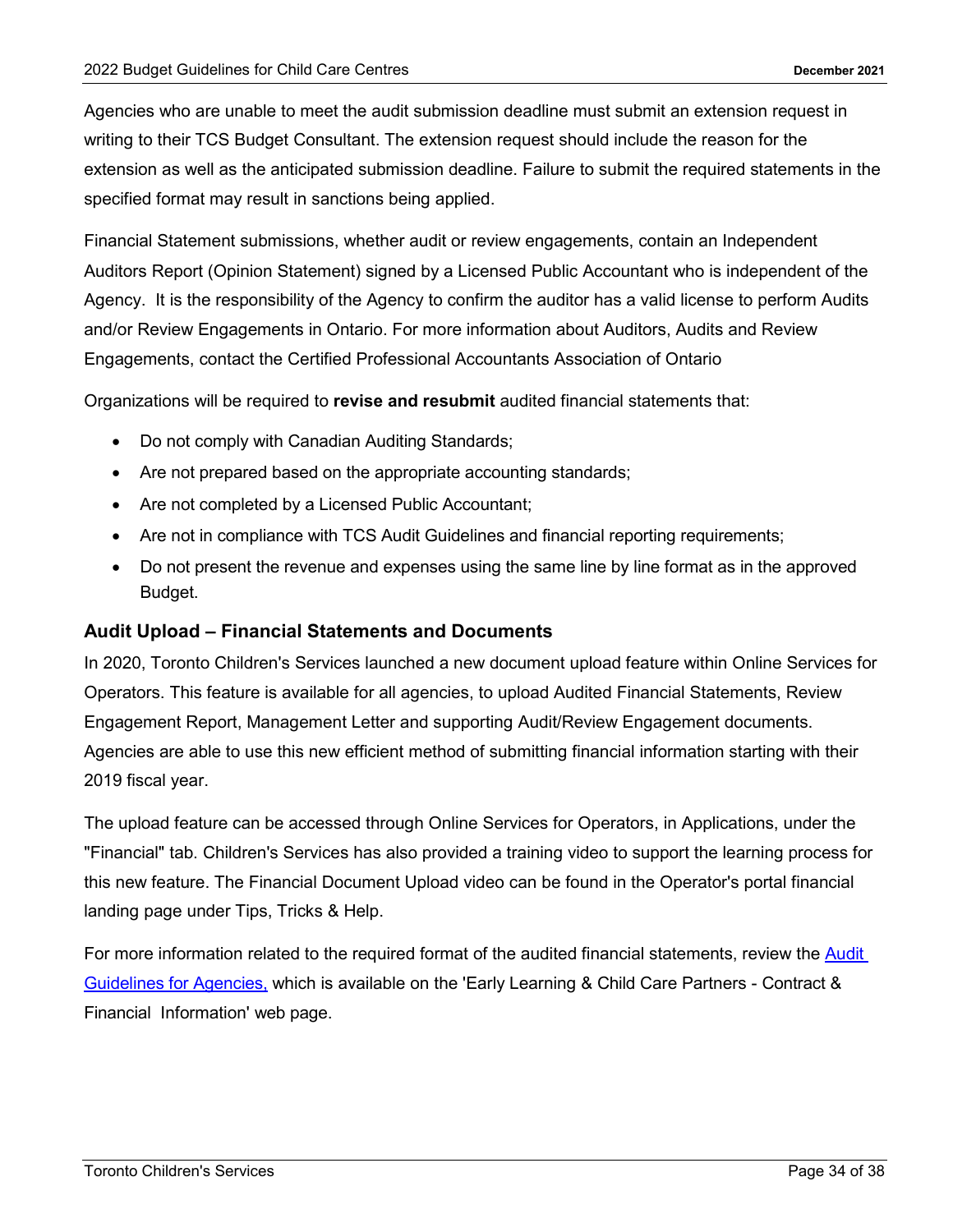Agencies who are unable to meet the audit submission deadline must submit an extension request in writing to their TCS Budget Consultant. The extension request should include the reason for the extension as well as the anticipated submission deadline. Failure to submit the required statements in the specified format may result in sanctions being applied.

Financial Statement submissions, whether audit or review engagements, contain an Independent Auditors Report (Opinion Statement) signed by a Licensed Public Accountant who is independent of the Agency. It is the responsibility of the Agency to confirm the auditor has a valid license to perform Audits and/or Review Engagements in Ontario. For more information about Auditors, Audits and Review Engagements, contact the Certified Professional Accountants Association of Ontario

Organizations will be required to **revise and resubmit** audited financial statements that:

- Do not comply with Canadian Auditing Standards;
- Are not prepared based on the appropriate accounting standards;
- Are not completed by a Licensed Public Accountant;
- Are not in compliance with TCS Audit Guidelines and financial reporting requirements;
- Do not present the revenue and expenses using the same line by line format as in the approved Budget.

### Audit Upload – Financial Statements and Documents

In 2020, Toronto Children's Services launched a new document upload feature within Online Services for Operators. This feature is available for all agencies, to upload Audited Financial Statements, Review Engagement Report, Management Letter and supporting Audit/Review Engagement documents. Agencies are able to use this new efficient method of submitting financial information starting with their 2019 fiscal year.

The upload feature can be accessed through Online Services for Operators, in Applications, under the "Financial" tab. Children's Services has also provided a training video to support the learning process for this new feature. The Financial Document Upload video can be found in the Operator's portal financial landing page under Tips, Tricks & Help.

For more information related to the required format of the audited financial statements, review the Audit Guidelines for Agencies, which is available on the 'Early Learning & Child Care Partners - Contract & Financial Information' web page.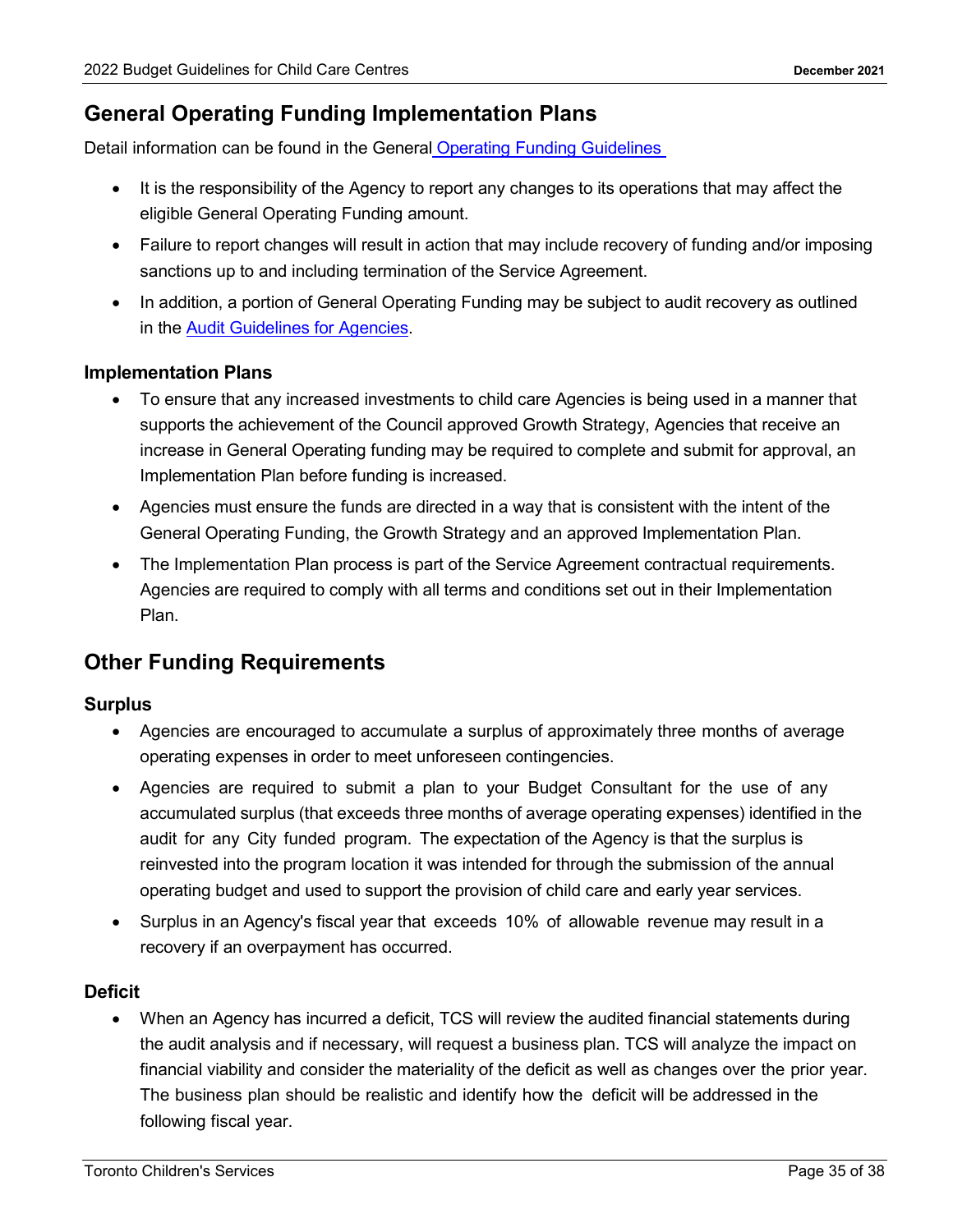## General Operating Funding Implementation Plans

Detail information can be found in the General [Operating Funding Guidelines](#)

- It is the responsibility of the Agency to report any changes to its operations that may affect the eligible General Operating Funding amount.
- Failure to report changes will result in action that may include recovery of funding and/or imposing sanctions up to and including termination of the Service Agreement.
- In addition, a portion of General Operating Funding may be subject to audit recovery as outlined in the [Audit Guidelines for Agencies](#).

### Implementation Plans

- To ensure that any increased investments to child care Agencies is being used in a manner that supports the achievement of the Council approved Growth Strategy, Agencies that receive an increase in General Operating funding may be required to complete and submit for approval, an Implementation Plan before funding is increased.
- Agencies must ensure the funds are directed in a way that is consistent with the intent of the General Operating Funding, the Growth Strategy and an approved Implementation Plan.
- The Implementation Plan process is part of the Service Agreement contractual requirements. Agencies are required to comply with all terms and conditions set out in their Implementation Plan.

## Other Funding Requirements

### Surplus

- Agencies are encouraged to accumulate a surplus of approximately three months of average operating expenses in order to meet unforeseen contingencies.
- Agencies are required to submit a plan to your Budget Consultant for the use of any accumulated surplus (that exceeds three months of average operating expenses) identified in the audit for any City funded program. The expectation of the Agency is that the surplus is reinvested into the program location it was intended for through the submission of the annual operating budget and used to support the provision of child care and early year services.
- Surplus in an Agency's fiscal year that exceeds 10% of allowable revenue may result in a recovery if an overpayment has occurred.

### Deficit

- When an Agency has incurred a deficit, TCS will review the audited financial statements during the audit analysis and if necessary, will request a business plan. TCS will analyze the impact on financial viability and consider the materiality of the deficit as well as changes over the prior year. The business plan should be realistic and identify how the deficit will be addressed in the following fiscal year.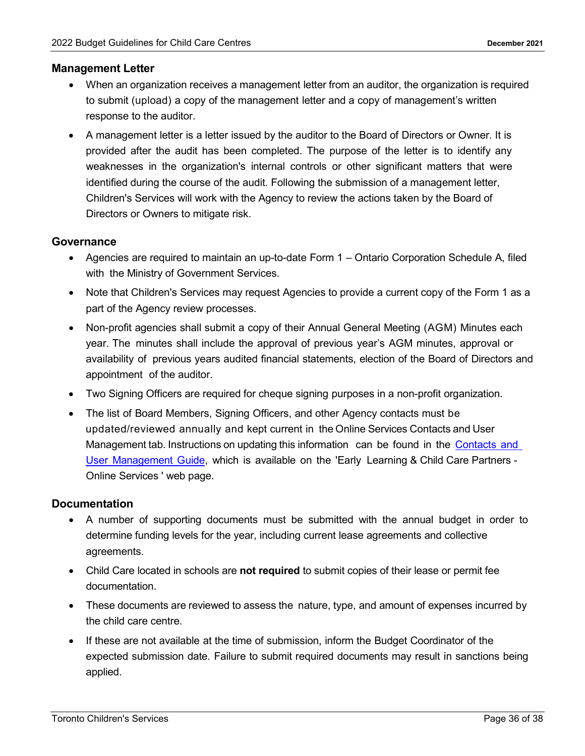## Management Letter

- When an organization receives a management letter from an auditor, the organization is required to submit (upload) a copy of the management letter and a copy of management's written response to the auditor.
- A management letter is a letter issued by the auditor to the Board of Directors or Owner. It is provided after the audit has been completed. The purpose of the letter is to identify any weaknesses in the organization's internal controls or other significant matters that were identified during the course of the audit. Following the submission of a management letter, Children's Services will work with the Agency to review the actions taken by the Board of Directors or Owners to mitigate risk.

## Governance

- Agencies are required to maintain an up-to-date Form 1 – Ontario Corporation Schedule A, filed with the Ministry of Government Services.
- Note that Children's Services may request Agencies to provide a current copy of the Form 1 as a part of the Agency review processes.
- Non-profit agencies shall submit a copy of their Annual General Meeting (AGM) Minutes each year. The minutes shall include the approval of previous year's AGM minutes, approval or availability of previous years audited financial statements, election of the Board of Directors and appointment of the auditor.
- Two Signing Officers are required for cheque signing purposes in a non-profit organization.
- The list of Board Members, Signing Officers, and other Agency contacts must be updated/reviewed annually and kept current in the Online Services Contacts and User Management tab. Instructions on updating this information can be found in the Contacts and User Management Guide, which is available on the 'Early Learning & Child Care Partners - Online Services ' web page.

## Documentation

- A number of supporting documents must be submitted with the annual budget in order to determine funding levels for the year, including current lease agreements and collective agreements.
- Child Care located in schools are **not required** to submit copies of their lease or permit fee documentation.
- These documents are reviewed to assess the nature, type, and amount of expenses incurred by the child care centre.
- If these are not available at the time of submission, inform the Budget Coordinator of the expected submission date. Failure to submit required documents may result in sanctions being applied.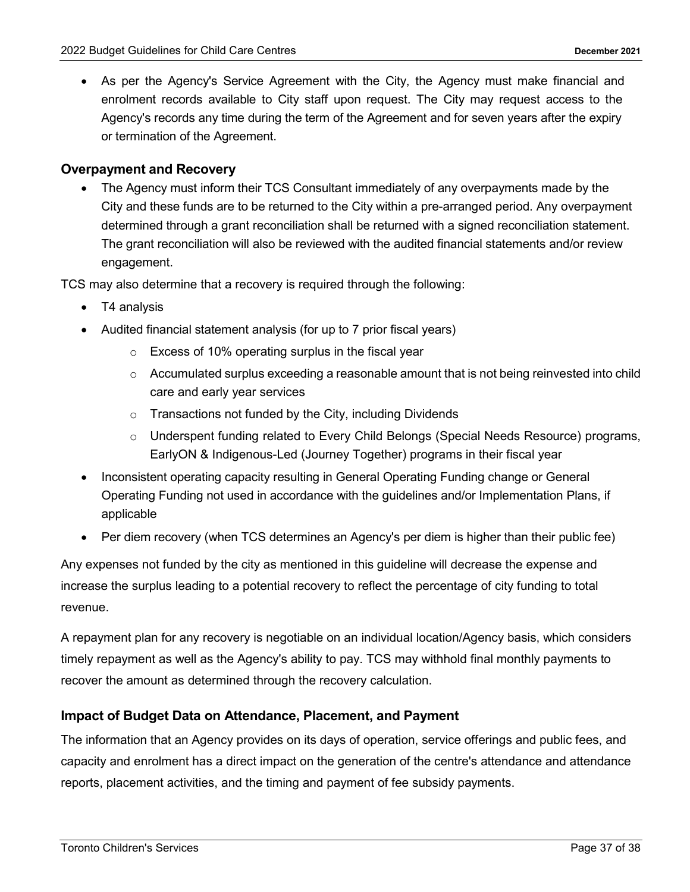- As per the Agency's Service Agreement with the City, the Agency must make financial and enrolment records available to City staff upon request. The City may request access to the Agency's records any time during the term of the Agreement and for seven years after the expiry or termination of the Agreement.

### Overpayment and Recovery

- The Agency must inform their TCS Consultant immediately of any overpayments made by the City and these funds are to be returned to the City within a pre-arranged period. Any overpayment determined through a grant reconciliation shall be returned with a signed reconciliation statement. The grant reconciliation will also be reviewed with the audited financial statements and/or review engagement.

TCS may also determine that a recovery is required through the following:

- T4 analysis
- Audited financial statement analysis (for up to 7 prior fiscal years)
  - Excess of 10% operating surplus in the fiscal year
  - Accumulated surplus exceeding a reasonable amount that is not being reinvested into child care and early year services
  - Transactions not funded by the City, including Dividends
  - Underspent funding related to Every Child Belongs (Special Needs Resource) programs, EarlyON & Indigenous-Led (Journey Together) programs in their fiscal year
- Inconsistent operating capacity resulting in General Operating Funding change or General Operating Funding not used in accordance with the guidelines and/or Implementation Plans, if applicable
- Per diem recovery (when TCS determines an Agency's per diem is higher than their public fee)

Any expenses not funded by the city as mentioned in this guideline will decrease the expense and increase the surplus leading to a potential recovery to reflect the percentage of city funding to total revenue.

A repayment plan for any recovery is negotiable on an individual location/Agency basis, which considers timely repayment as well as the Agency's ability to pay. TCS may withhold final monthly payments to recover the amount as determined through the recovery calculation.

### Impact of Budget Data on Attendance, Placement, and Payment

The information that an Agency provides on its days of operation, service offerings and public fees, and capacity and enrolment has a direct impact on the generation of the centre's attendance and attendance reports, placement activities, and the timing and payment of fee subsidy payments.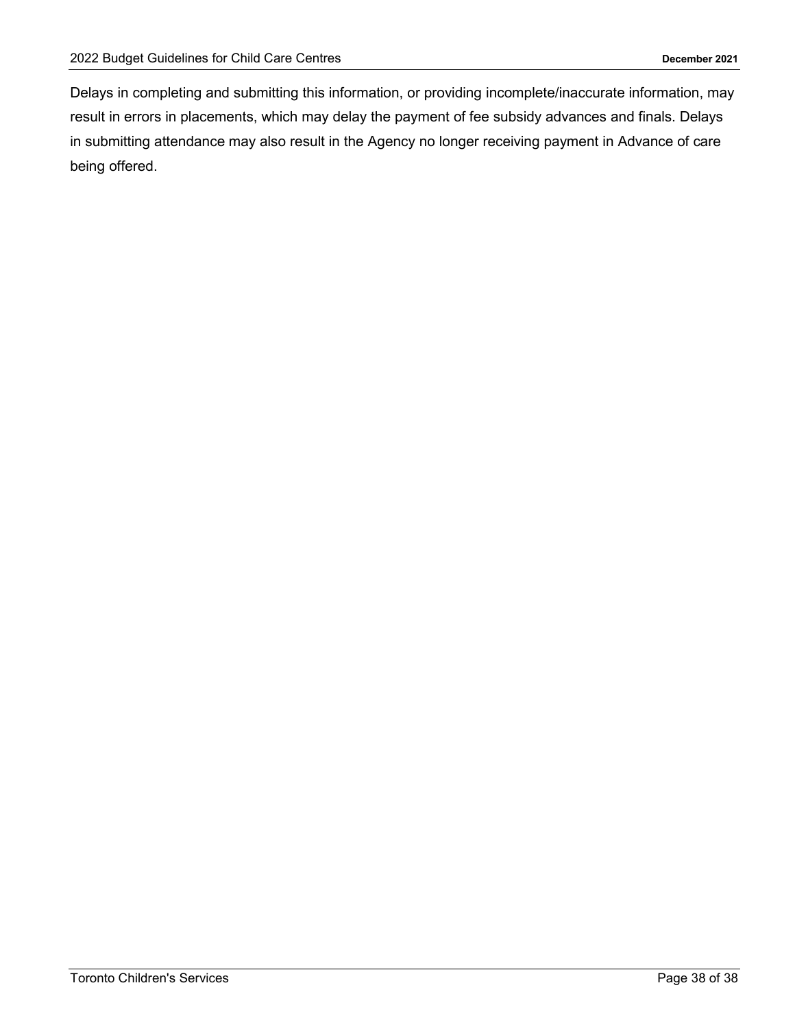Delays in completing and submitting this information, or providing incomplete/inaccurate information, may result in errors in placements, which may delay the payment of fee subsidy advances and finals. Delays in submitting attendance may also result in the Agency no longer receiving payment in Advance of care being offered.